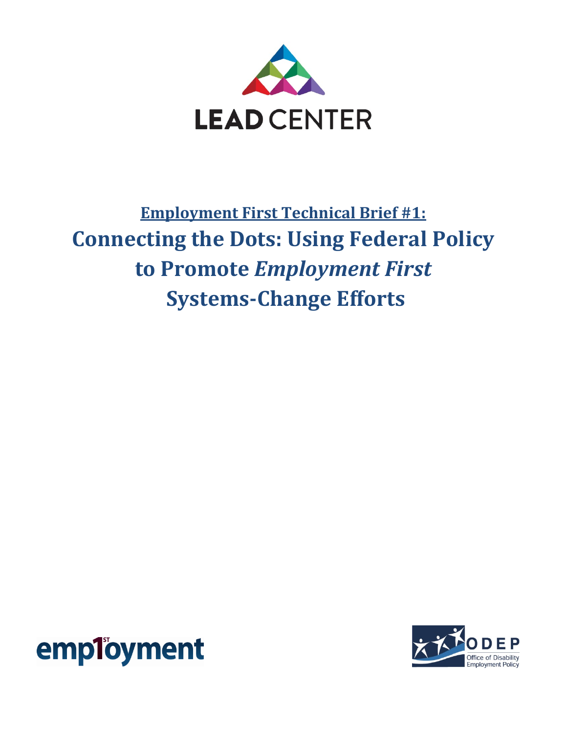LEAD CENTER

**Employment First Technical Brief #1:**

# Connecting the Dots: Using Federal Policy to Promote *Employment First* Systems-Change Efforts

employment

ODEP Office of Disability Employment Policy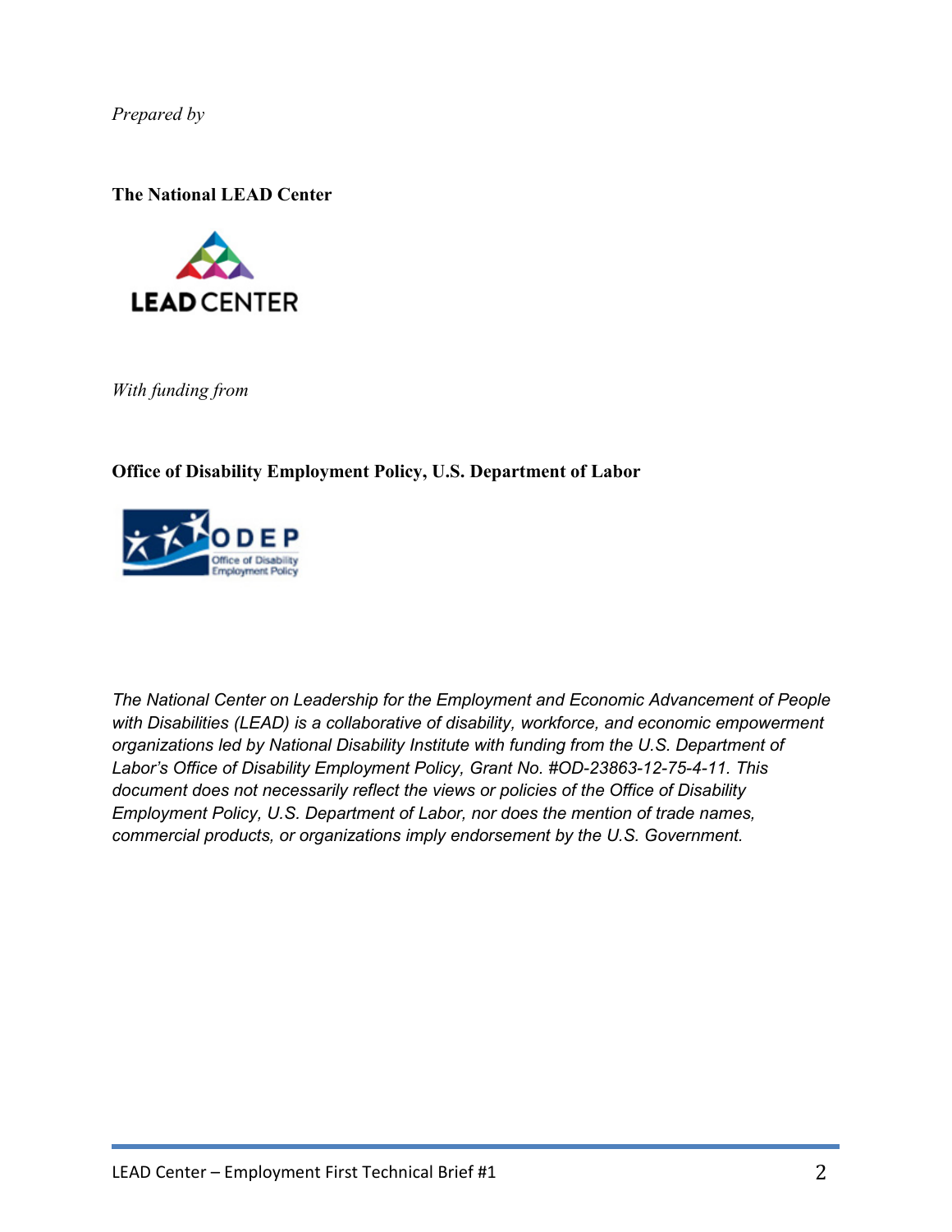*Prepared by*

**The National LEAD Center**

*With funding from*

**Office of Disability Employment Policy, U.S. Department of Labor**

*The National Center on Leadership for the Employment and Economic Advancement of People with Disabilities (LEAD) is a collaborative of disability, workforce, and economic empowerment organizations led by National Disability Institute with funding from the U.S. Department of Labor's Office of Disability Employment Policy, Grant No. #OD-23863-12-75-4-11. This document does not necessarily reflect the views or policies of the Office of Disability Employment Policy, U.S. Department of Labor, nor does the mention of trade names, commercial products, or organizations imply endorsement by the U.S. Government.*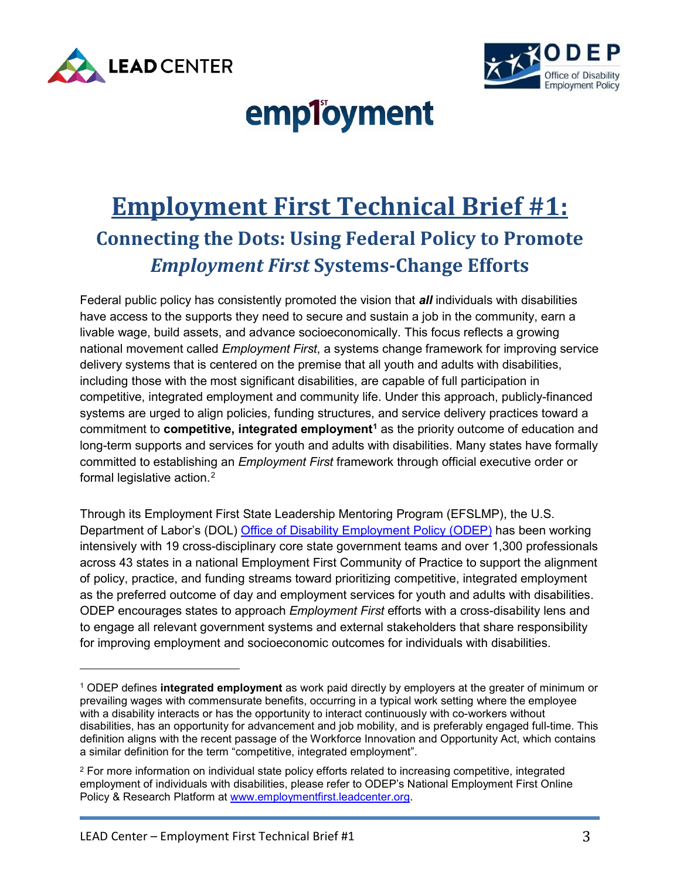# Employment First Technical Brief #1:

## Connecting the Dots: Using Federal Policy to Promote *Employment First* Systems-Change Efforts

Federal public policy has consistently promoted the vision that ***all*** individuals with disabilities have access to the supports they need to secure and sustain a job in the community, earn a livable wage, build assets, and advance socioeconomically. This focus reflects a growing national movement called *Employment First*, a systems change framework for improving service delivery systems that is centered on the premise that all youth and adults with disabilities, including those with the most significant disabilities, are capable of full participation in competitive, integrated employment and community life. Under this approach, publicly-financed systems are urged to align policies, funding structures, and service delivery practices toward a commitment to **competitive, integrated employment**[1] as the priority outcome of education and long-term supports and services for youth and adults with disabilities. Many states have formally committed to establishing an *Employment First* framework through official executive order or formal legislative action.[2]

Through its Employment First State Leadership Mentoring Program (EFSLMP), the U.S. Department of Labor's (DOL) [Office of Disability Employment Policy (ODEP)]() has been working intensively with 19 cross-disciplinary core state government teams and over 1,300 professionals across 43 states in a national Employment First Community of Practice to support the alignment of policy, practice, and funding streams toward prioritizing competitive, integrated employment as the preferred outcome of day and employment services for youth and adults with disabilities. ODEP encourages states to approach *Employment First* efforts with a cross-disability lens and to engage all relevant government systems and external stakeholders that share responsibility for improving employment and socioeconomic outcomes for individuals with disabilities.

---

[1] ODEP defines **integrated employment** as work paid directly by employers at the greater of minimum or prevailing wages with commensurate benefits, occurring in a typical work setting where the employee with a disability interacts or has the opportunity to interact continuously with co-workers without disabilities, has an opportunity for advancement and job mobility, and is preferably engaged full-time. This definition aligns with the recent passage of the Workforce Innovation and Opportunity Act, which contains a similar definition for the term "competitive, integrated employment".

[2] For more information on individual state policy efforts related to increasing competitive, integrated employment of individuals with disabilities, please refer to ODEP's National Employment First Online Policy & Research Platform at www.employmentfirst.leadcenter.org.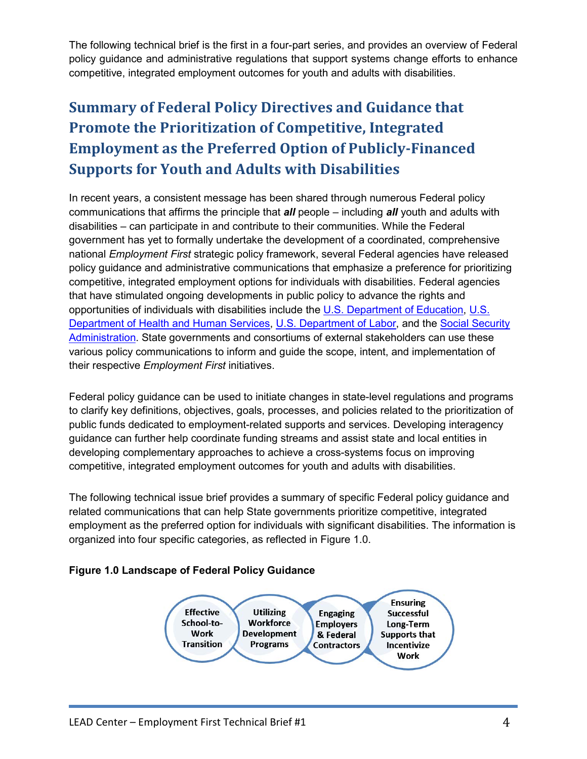The following technical brief is the first in a four-part series, and provides an overview of Federal policy guidance and administrative regulations that support systems change efforts to enhance competitive, integrated employment outcomes for youth and adults with disabilities.

## Summary of Federal Policy Directives and Guidance that Promote the Prioritization of Competitive, Integrated Employment as the Preferred Option of Publicly-Financed Supports for Youth and Adults with Disabilities

In recent years, a consistent message has been shared through numerous Federal policy communications that affirms the principle that ***all*** people – including ***all*** youth and adults with disabilities – can participate in and contribute to their communities. While the Federal government has yet to formally undertake the development of a coordinated, comprehensive national *Employment First* strategic policy framework, several Federal agencies have released policy guidance and administrative communications that emphasize a preference for prioritizing competitive, integrated employment options for individuals with disabilities. Federal agencies that have stimulated ongoing developments in public policy to advance the rights and opportunities of individuals with disabilities include the U.S. Department of Education, U.S. Department of Health and Human Services, U.S. Department of Labor, and the Social Security Administration. State governments and consortiums of external stakeholders can use these various policy communications to inform and guide the scope, intent, and implementation of their respective *Employment First* initiatives.

Federal policy guidance can be used to initiate changes in state-level regulations and programs to clarify key definitions, objectives, goals, processes, and policies related to the prioritization of public funds dedicated to employment-related supports and services. Developing interagency guidance can further help coordinate funding streams and assist state and local entities in developing complementary approaches to achieve a cross-systems focus on improving competitive, integrated employment outcomes for youth and adults with disabilities.

The following technical issue brief provides a summary of specific Federal policy guidance and related communications that can help State governments prioritize competitive, integrated employment as the preferred option for individuals with significant disabilities. The information is organized into four specific categories, as reflected in Figure 1.0.

**Figure 1.0 Landscape of Federal Policy Guidance**

- Effective School-to-Work Transition
- Utilizing Workforce Development Programs
- Engaging Employers & Federal Contractors
- Ensuring Successful Long-Term Supports that Incentivize Work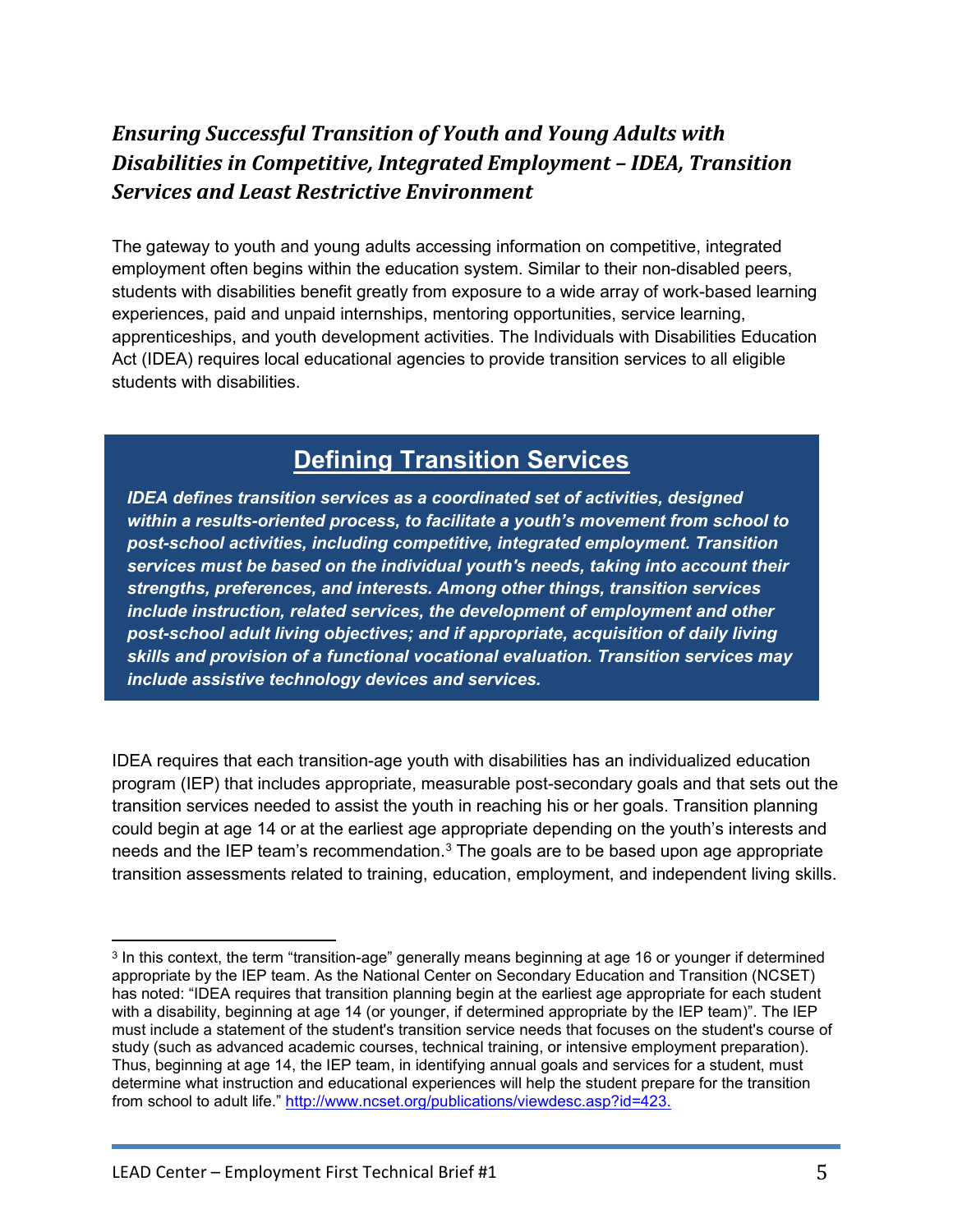### *Ensuring Successful Transition of Youth and Young Adults with Disabilities in Competitive, Integrated Employment – IDEA, Transition Services and Least Restrictive Environment*

The gateway to youth and young adults accessing information on competitive, integrated employment often begins within the education system. Similar to their non-disabled peers, students with disabilities benefit greatly from exposure to a wide array of work-based learning experiences, paid and unpaid internships, mentoring opportunities, service learning, apprenticeships, and youth development activities. The Individuals with Disabilities Education Act (IDEA) requires local educational agencies to provide transition services to all eligible students with disabilities.

## Defining Transition Services

***IDEA defines transition services as a coordinated set of activities, designed within a results-oriented process, to facilitate a youth's movement from school to post-school activities, including competitive, integrated employment. Transition services must be based on the individual youth's needs, taking into account their strengths, preferences, and interests. Among other things, transition services include instruction, related services, the development of employment and other post-school adult living objectives; and if appropriate, acquisition of daily living skills and provision of a functional vocational evaluation. Transition services may include assistive technology devices and services.***

IDEA requires that each transition-age youth with disabilities has an individualized education program (IEP) that includes appropriate, measurable post-secondary goals and that sets out the transition services needed to assist the youth in reaching his or her goals. Transition planning could begin at age 14 or at the earliest age appropriate depending on the youth's interests and needs and the IEP team's recommendation.[3] The goals are to be based upon age appropriate transition assessments related to training, education, employment, and independent living skills.

---

[3] In this context, the term "transition-age" generally means beginning at age 16 or younger if determined appropriate by the IEP team. As the National Center on Secondary Education and Transition (NCSET) has noted: "IDEA requires that transition planning begin at the earliest age appropriate for each student with a disability, beginning at age 14 (or younger, if determined appropriate by the IEP team)". The IEP must include a statement of the student's transition service needs that focuses on the student's course of study (such as advanced academic courses, technical training, or intensive employment preparation). Thus, beginning at age 14, the IEP team, in identifying annual goals and services for a student, must determine what instruction and educational experiences will help the student prepare for the transition from school to adult life." http://www.ncset.org/publications/viewdesc.asp?id=423.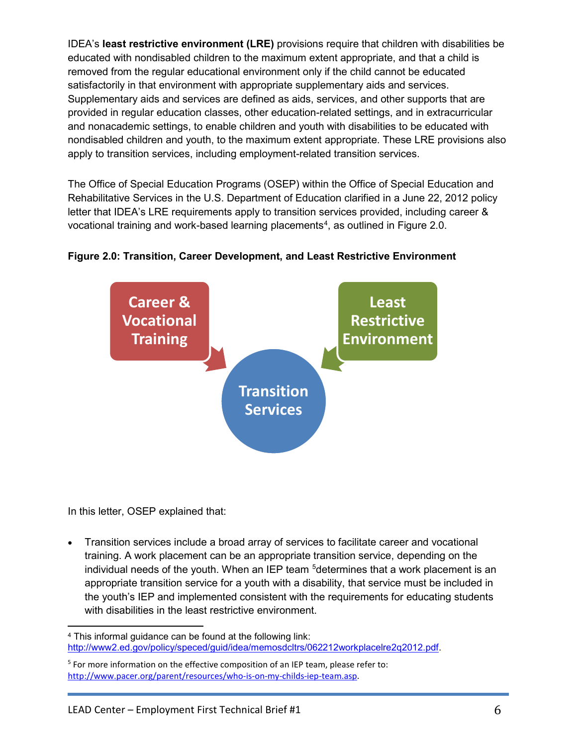IDEA's **least restrictive environment (LRE)** provisions require that children with disabilities be educated with nondisabled children to the maximum extent appropriate, and that a child is removed from the regular educational environment only if the child cannot be educated satisfactorily in that environment with appropriate supplementary aids and services. Supplementary aids and services are defined as aids, services, and other supports that are provided in regular education classes, other education-related settings, and in extracurricular and nonacademic settings, to enable children and youth with disabilities to be educated with nondisabled children and youth, to the maximum extent appropriate. These LRE provisions also apply to transition services, including employment-related transition services.

The Office of Special Education Programs (OSEP) within the Office of Special Education and Rehabilitative Services in the U.S. Department of Education clarified in a June 22, 2012 policy letter that IDEA's LRE requirements apply to transition services provided, including career & vocational training and work-based learning placements[4], as outlined in Figure 2.0.

**Figure 2.0: Transition, Career Development, and Least Restrictive Environment**

Career & Vocational Training → Transition Services ← Least Restrictive Environment

In this letter, OSEP explained that:

- Transition services include a broad array of services to facilitate career and vocational training. A work placement can be an appropriate transition service, depending on the individual needs of the youth. When an IEP team [5]determines that a work placement is an appropriate transition service for a youth with a disability, that service must be included in the youth's IEP and implemented consistent with the requirements for educating students with disabilities in the least restrictive environment.

---

[4] This informal guidance can be found at the following link: http://www2.ed.gov/policy/speced/guid/idea/memosdcltrs/062212workplacelre2q2012.pdf.

[5] For more information on the effective composition of an IEP team, please refer to: http://www.pacer.org/parent/resources/who-is-on-my-childs-iep-team.asp.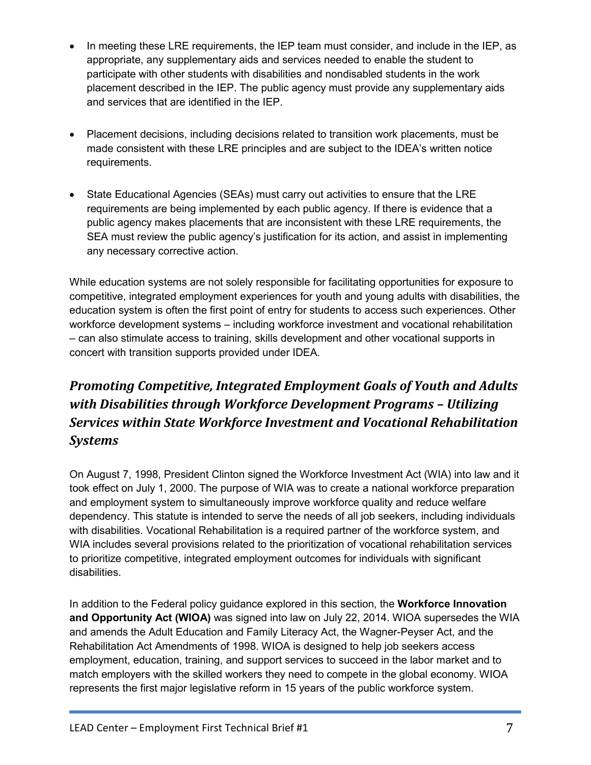- In meeting these LRE requirements, the IEP team must consider, and include in the IEP, as appropriate, any supplementary aids and services needed to enable the student to participate with other students with disabilities and nondisabled students in the work placement described in the IEP. The public agency must provide any supplementary aids and services that are identified in the IEP.

- Placement decisions, including decisions related to transition work placements, must be made consistent with these LRE principles and are subject to the IDEA's written notice requirements.

- State Educational Agencies (SEAs) must carry out activities to ensure that the LRE requirements are being implemented by each public agency. If there is evidence that a public agency makes placements that are inconsistent with these LRE requirements, the SEA must review the public agency's justification for its action, and assist in implementing any necessary corrective action.

While education systems are not solely responsible for facilitating opportunities for exposure to competitive, integrated employment experiences for youth and young adults with disabilities, the education system is often the first point of entry for students to access such experiences. Other workforce development systems – including workforce investment and vocational rehabilitation – can also stimulate access to training, skills development and other vocational supports in concert with transition supports provided under IDEA.

## *Promoting Competitive, Integrated Employment Goals of Youth and Adults with Disabilities through Workforce Development Programs – Utilizing Services within State Workforce Investment and Vocational Rehabilitation Systems*

On August 7, 1998, President Clinton signed the Workforce Investment Act (WIA) into law and it took effect on July 1, 2000. The purpose of WIA was to create a national workforce preparation and employment system to simultaneously improve workforce quality and reduce welfare dependency. This statute is intended to serve the needs of all job seekers, including individuals with disabilities. Vocational Rehabilitation is a required partner of the workforce system, and WIA includes several provisions related to the prioritization of vocational rehabilitation services to prioritize competitive, integrated employment outcomes for individuals with significant disabilities.

In addition to the Federal policy guidance explored in this section, the **Workforce Innovation and Opportunity Act (WIOA)** was signed into law on July 22, 2014. WIOA supersedes the WIA and amends the Adult Education and Family Literacy Act, the Wagner-Peyser Act, and the Rehabilitation Act Amendments of 1998. WIOA is designed to help job seekers access employment, education, training, and support services to succeed in the labor market and to match employers with the skilled workers they need to compete in the global economy. WIOA represents the first major legislative reform in 15 years of the public workforce system.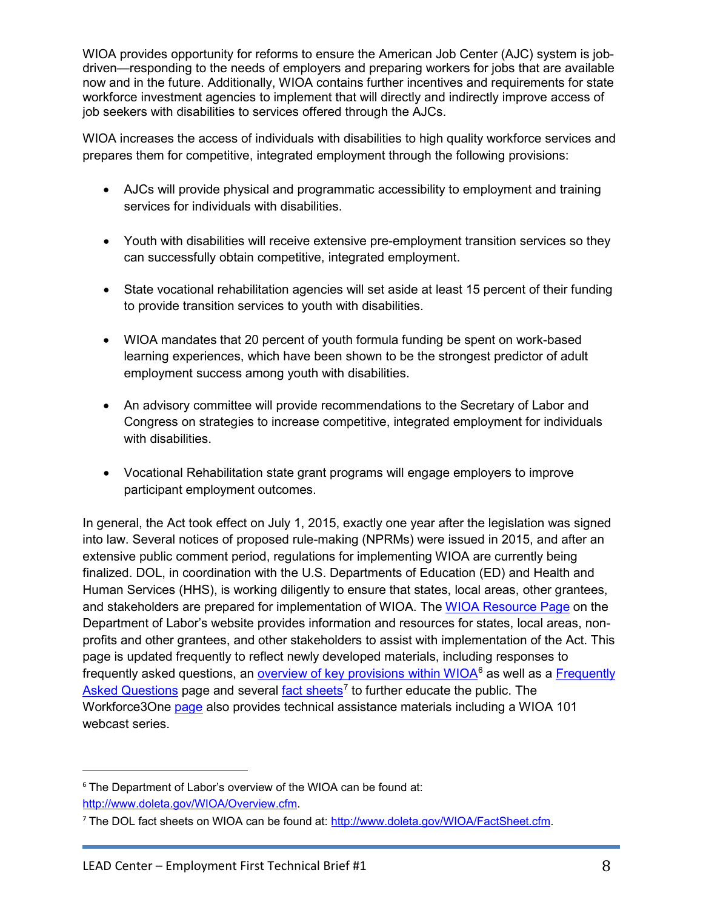WIOA provides opportunity for reforms to ensure the American Job Center (AJC) system is job-driven—responding to the needs of employers and preparing workers for jobs that are available now and in the future. Additionally, WIOA contains further incentives and requirements for state workforce investment agencies to implement that will directly and indirectly improve access of job seekers with disabilities to services offered through the AJCs.

WIOA increases the access of individuals with disabilities to high quality workforce services and prepares them for competitive, integrated employment through the following provisions:

- AJCs will provide physical and programmatic accessibility to employment and training services for individuals with disabilities.
- Youth with disabilities will receive extensive pre-employment transition services so they can successfully obtain competitive, integrated employment.
- State vocational rehabilitation agencies will set aside at least 15 percent of their funding to provide transition services to youth with disabilities.
- WIOA mandates that 20 percent of youth formula funding be spent on work-based learning experiences, which have been shown to be the strongest predictor of adult employment success among youth with disabilities.
- An advisory committee will provide recommendations to the Secretary of Labor and Congress on strategies to increase competitive, integrated employment for individuals with disabilities.
- Vocational Rehabilitation state grant programs will engage employers to improve participant employment outcomes.

In general, the Act took effect on July 1, 2015, exactly one year after the legislation was signed into law. Several notices of proposed rule-making (NPRMs) were issued in 2015, and after an extensive public comment period, regulations for implementing WIOA are currently being finalized. DOL, in coordination with the U.S. Departments of Education (ED) and Health and Human Services (HHS), is working diligently to ensure that states, local areas, other grantees, and stakeholders are prepared for implementation of WIOA. The WIOA Resource Page on the Department of Labor's website provides information and resources for states, local areas, non-profits and other grantees, and other stakeholders to assist with implementation of the Act. This page is updated frequently to reflect newly developed materials, including responses to frequently asked questions, an overview of key provisions within WIOA[6] as well as a Frequently Asked Questions page and several fact sheets[7] to further educate the public. The Workforce3One page also provides technical assistance materials including a WIOA 101 webcast series.

---

[6] The Department of Labor's overview of the WIOA can be found at: http://www.doleta.gov/WIOA/Overview.cfm.

[7] The DOL fact sheets on WIOA can be found at: http://www.doleta.gov/WIOA/FactSheet.cfm.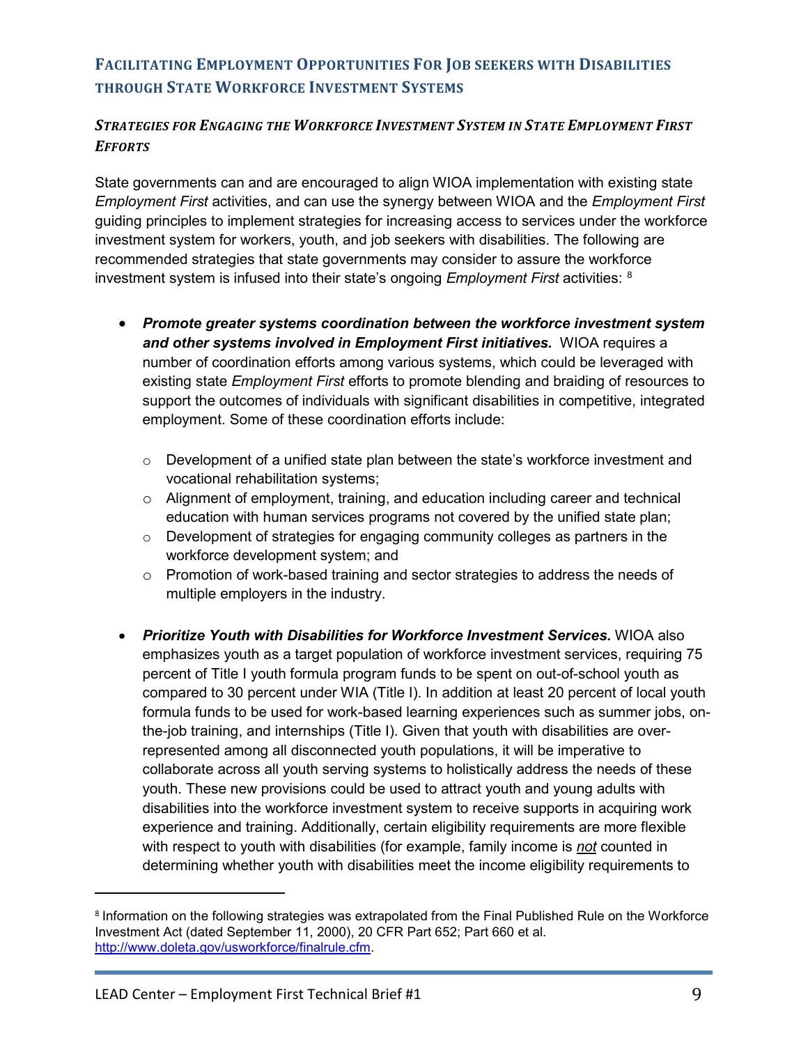## Facilitating Employment Opportunities For Job seekers with Disabilities through State Workforce Investment Systems

### *Strategies for Engaging the Workforce Investment System in State Employment First Efforts*

State governments can and are encouraged to align WIOA implementation with existing state *Employment First* activities, and can use the synergy between WIOA and the *Employment First* guiding principles to implement strategies for increasing access to services under the workforce investment system for workers, youth, and job seekers with disabilities. The following are recommended strategies that state governments may consider to assure the workforce investment system is infused into their state's ongoing *Employment First* activities: [8]

- ***Promote greater systems coordination between the workforce investment system and other systems involved in Employment First initiatives.*** WIOA requires a number of coordination efforts among various systems, which could be leveraged with existing state *Employment First* efforts to promote blending and braiding of resources to support the outcomes of individuals with significant disabilities in competitive, integrated employment. Some of these coordination efforts include:
  - Development of a unified state plan between the state's workforce investment and vocational rehabilitation systems;
  - Alignment of employment, training, and education including career and technical education with human services programs not covered by the unified state plan;
  - Development of strategies for engaging community colleges as partners in the workforce development system; and
  - Promotion of work-based training and sector strategies to address the needs of multiple employers in the industry.

- ***Prioritize Youth with Disabilities for Workforce Investment Services.*** WIOA also emphasizes youth as a target population of workforce investment services, requiring 75 percent of Title I youth formula program funds to be spent on out-of-school youth as compared to 30 percent under WIA (Title I). In addition at least 20 percent of local youth formula funds to be used for work-based learning experiences such as summer jobs, on-the-job training, and internships (Title I). Given that youth with disabilities are over-represented among all disconnected youth populations, it will be imperative to collaborate across all youth serving systems to holistically address the needs of these youth. These new provisions could be used to attract youth and young adults with disabilities into the workforce investment system to receive supports in acquiring work experience and training. Additionally, certain eligibility requirements are more flexible with respect to youth with disabilities (for example, family income is ***not*** counted in determining whether youth with disabilities meet the income eligibility requirements to

---

[8] Information on the following strategies was extrapolated from the Final Published Rule on the Workforce Investment Act (dated September 11, 2000), 20 CFR Part 652; Part 660 et al. http://www.doleta.gov/usworkforce/finalrule.cfm.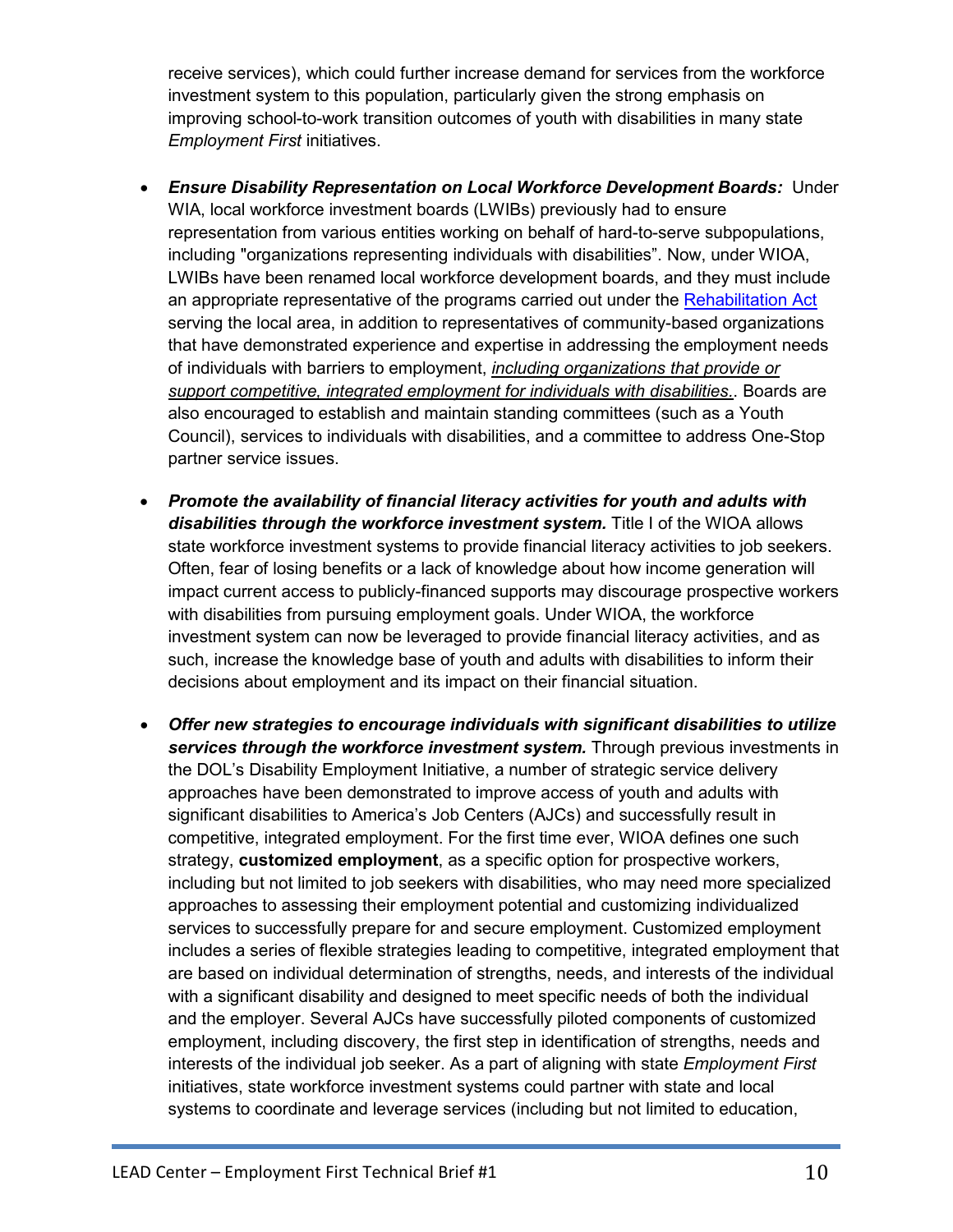receive services), which could further increase demand for services from the workforce investment system to this population, particularly given the strong emphasis on improving school-to-work transition outcomes of youth with disabilities in many state *Employment First* initiatives.

- ***Ensure Disability Representation on Local Workforce Development Boards:*** Under WIA, local workforce investment boards (LWIBs) previously had to ensure representation from various entities working on behalf of hard-to-serve subpopulations, including "organizations representing individuals with disabilities". Now, under WIOA, LWIBs have been renamed local workforce development boards, and they must include an appropriate representative of the programs carried out under the Rehabilitation Act serving the local area, in addition to representatives of community-based organizations that have demonstrated experience and expertise in addressing the employment needs of individuals with barriers to employment, *including organizations that provide or support competitive, integrated employment for individuals with disabilities.*. Boards are also encouraged to establish and maintain standing committees (such as a Youth Council), services to individuals with disabilities, and a committee to address One-Stop partner service issues.

- ***Promote the availability of financial literacy activities for youth and adults with disabilities through the workforce investment system.*** Title I of the WIOA allows state workforce investment systems to provide financial literacy activities to job seekers. Often, fear of losing benefits or a lack of knowledge about how income generation will impact current access to publicly-financed supports may discourage prospective workers with disabilities from pursuing employment goals. Under WIOA, the workforce investment system can now be leveraged to provide financial literacy activities, and as such, increase the knowledge base of youth and adults with disabilities to inform their decisions about employment and its impact on their financial situation.

- ***Offer new strategies to encourage individuals with significant disabilities to utilize services through the workforce investment system.*** Through previous investments in the DOL's Disability Employment Initiative, a number of strategic service delivery approaches have been demonstrated to improve access of youth and adults with significant disabilities to America's Job Centers (AJCs) and successfully result in competitive, integrated employment. For the first time ever, WIOA defines one such strategy, **customized employment**, as a specific option for prospective workers, including but not limited to job seekers with disabilities, who may need more specialized approaches to assessing their employment potential and customizing individualized services to successfully prepare for and secure employment. Customized employment includes a series of flexible strategies leading to competitive, integrated employment that are based on individual determination of strengths, needs, and interests of the individual with a significant disability and designed to meet specific needs of both the individual and the employer. Several AJCs have successfully piloted components of customized employment, including discovery, the first step in identification of strengths, needs and interests of the individual job seeker. As a part of aligning with state *Employment First* initiatives, state workforce investment systems could partner with state and local systems to coordinate and leverage services (including but not limited to education,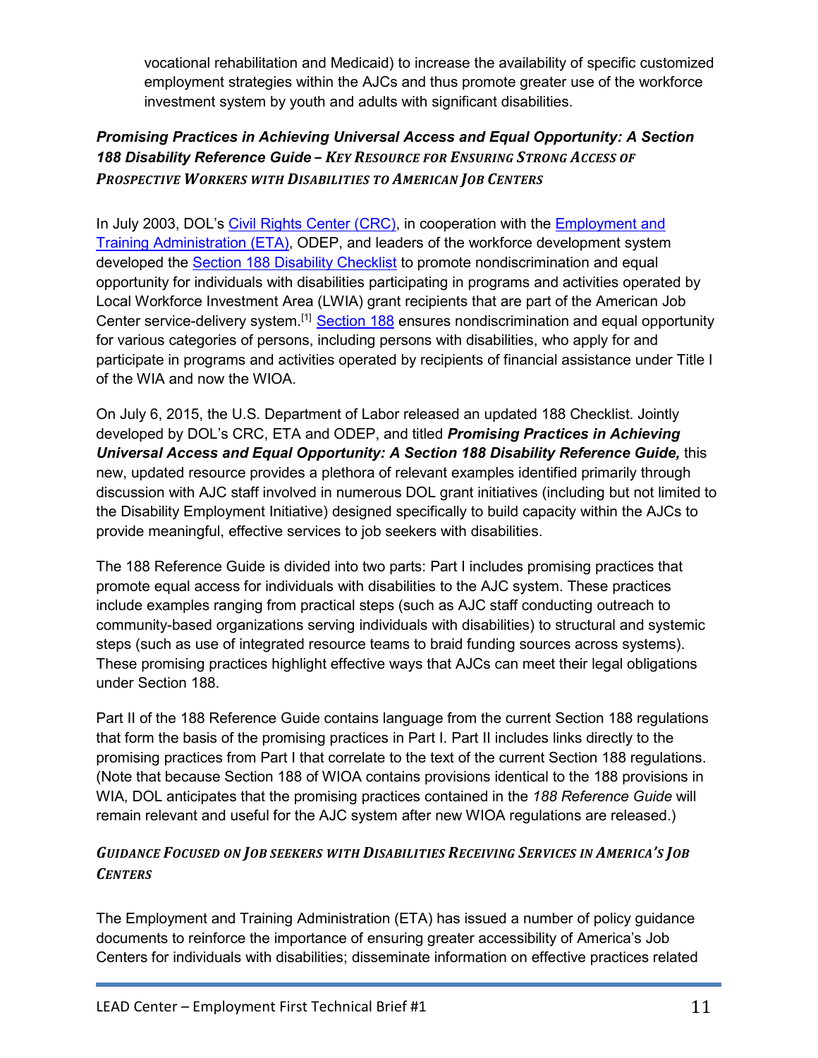vocational rehabilitation and Medicaid) to increase the availability of specific customized employment strategies within the AJCs and thus promote greater use of the workforce investment system by youth and adults with significant disabilities.

### *Promising Practices in Achieving Universal Access and Equal Opportunity: A Section 188 Disability Reference Guide – Key Resource for Ensuring Strong Access of Prospective Workers with Disabilities to American Job Centers*

In July 2003, DOL's Civil Rights Center (CRC), in cooperation with the Employment and Training Administration (ETA), ODEP, and leaders of the workforce development system developed the Section 188 Disability Checklist to promote nondiscrimination and equal opportunity for individuals with disabilities participating in programs and activities operated by Local Workforce Investment Area (LWIA) grant recipients that are part of the American Job Center service-delivery system.[1] Section 188 ensures nondiscrimination and equal opportunity for various categories of persons, including persons with disabilities, who apply for and participate in programs and activities operated by recipients of financial assistance under Title I of the WIA and now the WIOA.

On July 6, 2015, the U.S. Department of Labor released an updated 188 Checklist. Jointly developed by DOL's CRC, ETA and ODEP, and titled ***Promising Practices in Achieving Universal Access and Equal Opportunity: A Section 188 Disability Reference Guide,*** this new, updated resource provides a plethora of relevant examples identified primarily through discussion with AJC staff involved in numerous DOL grant initiatives (including but not limited to the Disability Employment Initiative) designed specifically to build capacity within the AJCs to provide meaningful, effective services to job seekers with disabilities.

The 188 Reference Guide is divided into two parts: Part I includes promising practices that promote equal access for individuals with disabilities to the AJC system. These practices include examples ranging from practical steps (such as AJC staff conducting outreach to community-based organizations serving individuals with disabilities) to structural and systemic steps (such as use of integrated resource teams to braid funding sources across systems). These promising practices highlight effective ways that AJCs can meet their legal obligations under Section 188.

Part II of the 188 Reference Guide contains language from the current Section 188 regulations that form the basis of the promising practices in Part I. Part II includes links directly to the promising practices from Part I that correlate to the text of the current Section 188 regulations. (Note that because Section 188 of WIOA contains provisions identical to the 188 provisions in WIA, DOL anticipates that the promising practices contained in the *188 Reference Guide* will remain relevant and useful for the AJC system after new WIOA regulations are released.)

### *Guidance Focused on Job seekers with Disabilities Receiving Services in America's Job Centers*

The Employment and Training Administration (ETA) has issued a number of policy guidance documents to reinforce the importance of ensuring greater accessibility of America's Job Centers for individuals with disabilities; disseminate information on effective practices related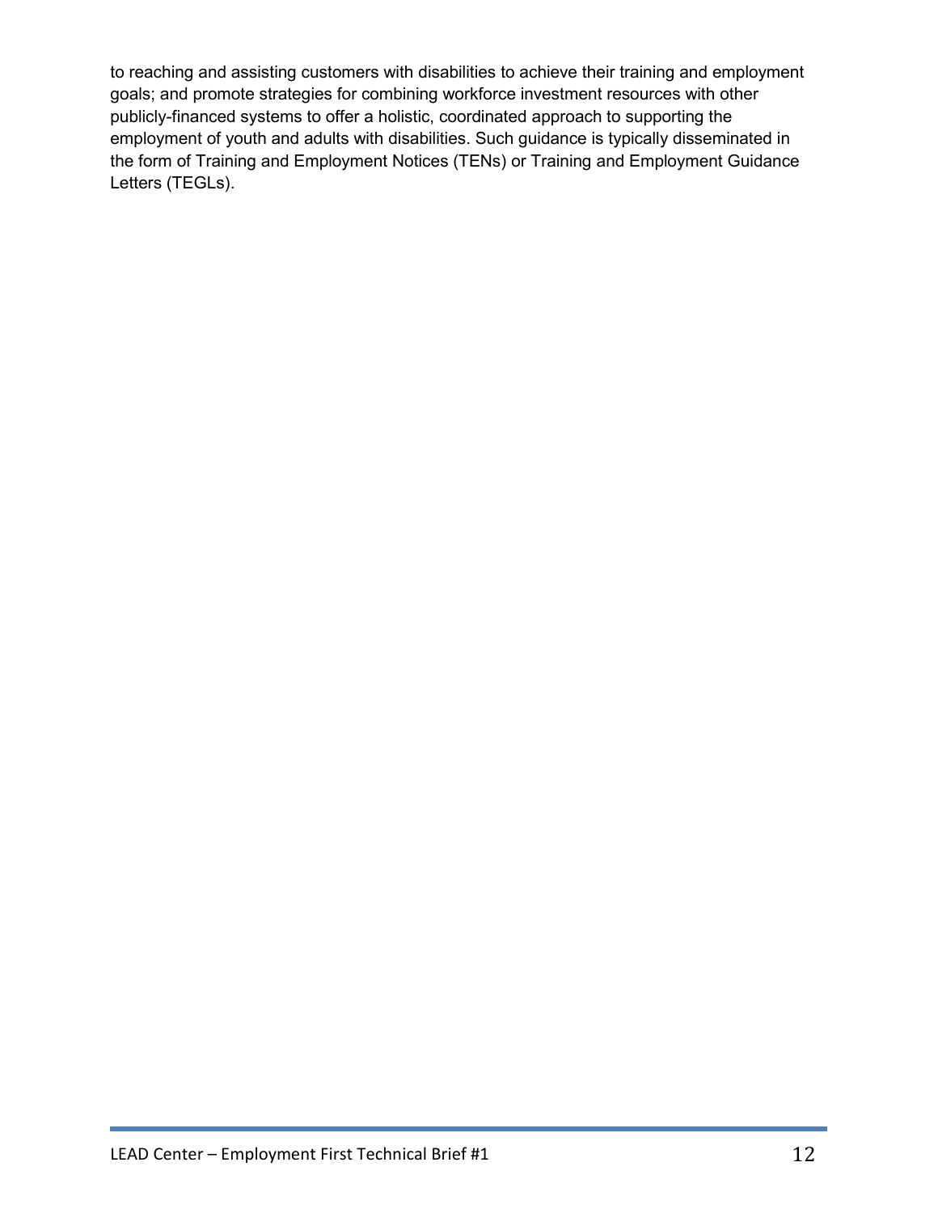to reaching and assisting customers with disabilities to achieve their training and employment goals; and promote strategies for combining workforce investment resources with other publicly-financed systems to offer a holistic, coordinated approach to supporting the employment of youth and adults with disabilities. Such guidance is typically disseminated in the form of Training and Employment Notices (TENs) or Training and Employment Guidance Letters (TEGLs).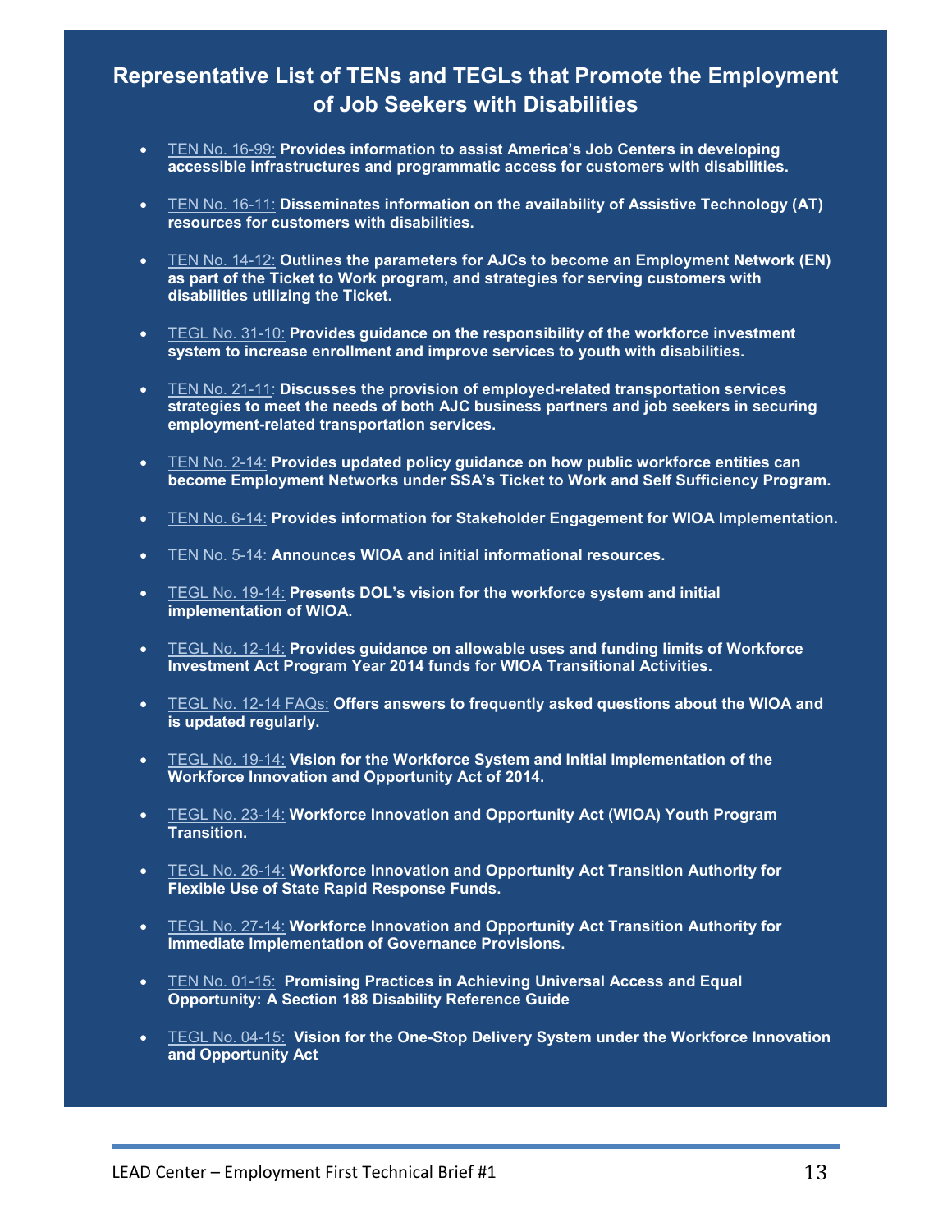## Representative List of TENs and TEGLs that Promote the Employment of Job Seekers with Disabilities

- TEN No. 16-99: **Provides information to assist America's Job Centers in developing accessible infrastructures and programmatic access for customers with disabilities.**
- TEN No. 16-11: **Disseminates information on the availability of Assistive Technology (AT) resources for customers with disabilities.**
- TEN No. 14-12: **Outlines the parameters for AJCs to become an Employment Network (EN) as part of the Ticket to Work program, and strategies for serving customers with disabilities utilizing the Ticket.**
- TEGL No. 31-10: **Provides guidance on the responsibility of the workforce investment system to increase enrollment and improve services to youth with disabilities.**
- TEN No. 21-11: **Discusses the provision of employed-related transportation services strategies to meet the needs of both AJC business partners and job seekers in securing employment-related transportation services.**
- TEN No. 2-14: **Provides updated policy guidance on how public workforce entities can become Employment Networks under SSA's Ticket to Work and Self Sufficiency Program.**
- TEN No. 6-14: **Provides information for Stakeholder Engagement for WIOA Implementation.**
- TEN No. 5-14: **Announces WIOA and initial informational resources.**
- TEGL No. 19-14: **Presents DOL's vision for the workforce system and initial implementation of WIOA.**
- TEGL No. 12-14: **Provides guidance on allowable uses and funding limits of Workforce Investment Act Program Year 2014 funds for WIOA Transitional Activities.**
- TEGL No. 12-14 FAQs: **Offers answers to frequently asked questions about the WIOA and is updated regularly.**
- TEGL No. 19-14: **Vision for the Workforce System and Initial Implementation of the Workforce Innovation and Opportunity Act of 2014.**
- TEGL No. 23-14: **Workforce Innovation and Opportunity Act (WIOA) Youth Program Transition.**
- TEGL No. 26-14: **Workforce Innovation and Opportunity Act Transition Authority for Flexible Use of State Rapid Response Funds.**
- TEGL No. 27-14: **Workforce Innovation and Opportunity Act Transition Authority for Immediate Implementation of Governance Provisions.**
- TEN No. 01-15: **Promising Practices in Achieving Universal Access and Equal Opportunity: A Section 188 Disability Reference Guide**
- TEGL No. 04-15: **Vision for the One-Stop Delivery System under the Workforce Innovation and Opportunity Act**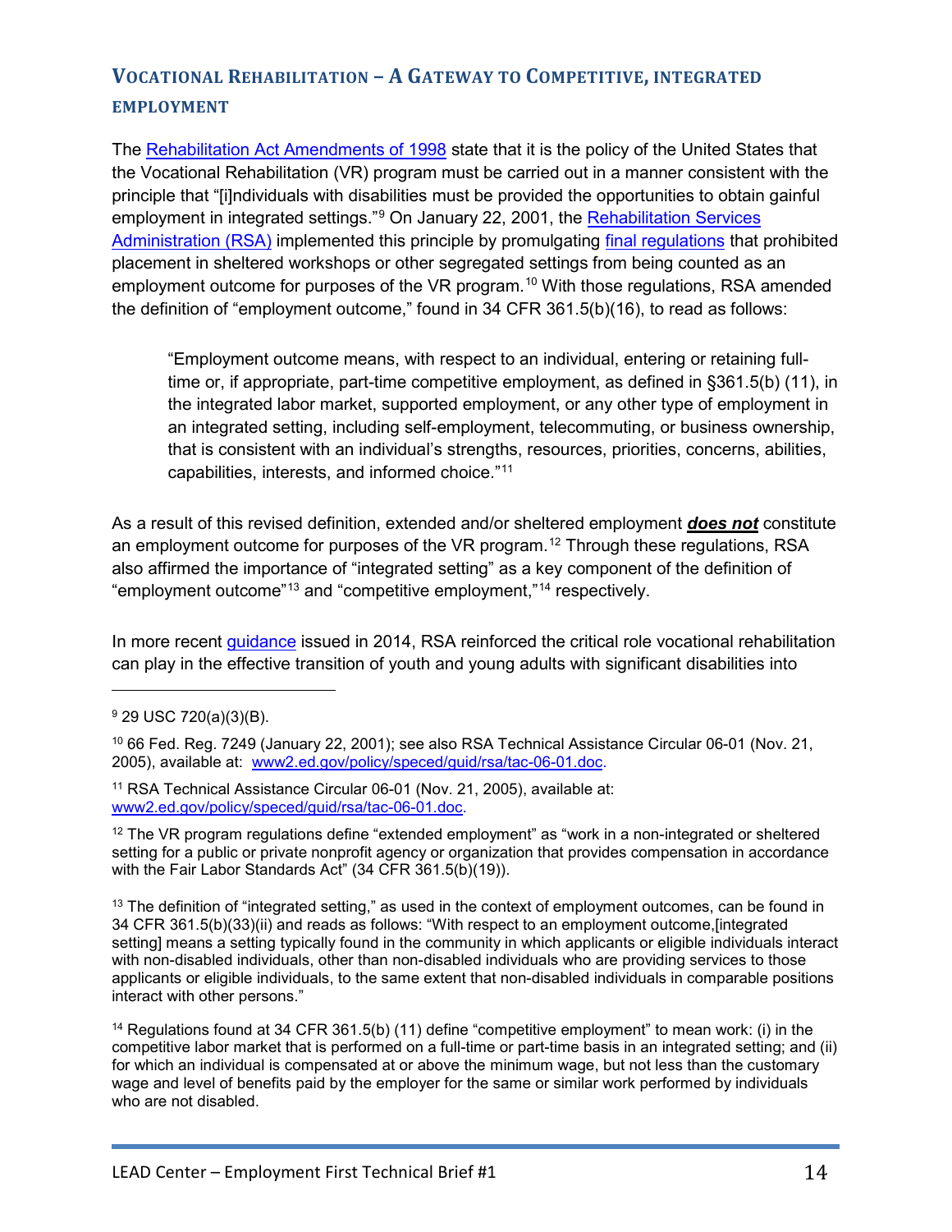## VOCATIONAL REHABILITATION – A GATEWAY TO COMPETITIVE, INTEGRATED EMPLOYMENT

The Rehabilitation Act Amendments of 1998 state that it is the policy of the United States that the Vocational Rehabilitation (VR) program must be carried out in a manner consistent with the principle that "[i]ndividuals with disabilities must be provided the opportunities to obtain gainful employment in integrated settings."[9] On January 22, 2001, the Rehabilitation Services Administration (RSA) implemented this principle by promulgating final regulations that prohibited placement in sheltered workshops or other segregated settings from being counted as an employment outcome for purposes of the VR program.[10] With those regulations, RSA amended the definition of "employment outcome," found in 34 CFR 361.5(b)(16), to read as follows:

> "Employment outcome means, with respect to an individual, entering or retaining full-time or, if appropriate, part-time competitive employment, as defined in §361.5(b) (11), in the integrated labor market, supported employment, or any other type of employment in an integrated setting, including self-employment, telecommuting, or business ownership, that is consistent with an individual's strengths, resources, priorities, concerns, abilities, capabilities, interests, and informed choice."[11]

As a result of this revised definition, extended and/or sheltered employment ***does not*** constitute an employment outcome for purposes of the VR program.[12] Through these regulations, RSA also affirmed the importance of "integrated setting" as a key component of the definition of "employment outcome"[13] and "competitive employment,"[14] respectively.

In more recent guidance issued in 2014, RSA reinforced the critical role vocational rehabilitation can play in the effective transition of youth and young adults with significant disabilities into

---

[9] 29 USC 720(a)(3)(B).

[10] 66 Fed. Reg. 7249 (January 22, 2001); see also RSA Technical Assistance Circular 06-01 (Nov. 21, 2005), available at: www2.ed.gov/policy/speced/guid/rsa/tac-06-01.doc.

[11] RSA Technical Assistance Circular 06-01 (Nov. 21, 2005), available at: www2.ed.gov/policy/speced/guid/rsa/tac-06-01.doc.

[12] The VR program regulations define "extended employment" as "work in a non-integrated or sheltered setting for a public or private nonprofit agency or organization that provides compensation in accordance with the Fair Labor Standards Act" (34 CFR 361.5(b)(19)).

[13] The definition of "integrated setting," as used in the context of employment outcomes, can be found in 34 CFR 361.5(b)(33)(ii) and reads as follows: "With respect to an employment outcome,[integrated setting] means a setting typically found in the community in which applicants or eligible individuals interact with non-disabled individuals, other than non-disabled individuals who are providing services to those applicants or eligible individuals, to the same extent that non-disabled individuals in comparable positions interact with other persons."

[14] Regulations found at 34 CFR 361.5(b) (11) define "competitive employment" to mean work: (i) in the competitive labor market that is performed on a full-time or part-time basis in an integrated setting; and (ii) for which an individual is compensated at or above the minimum wage, but not less than the customary wage and level of benefits paid by the employer for the same or similar work performed by individuals who are not disabled.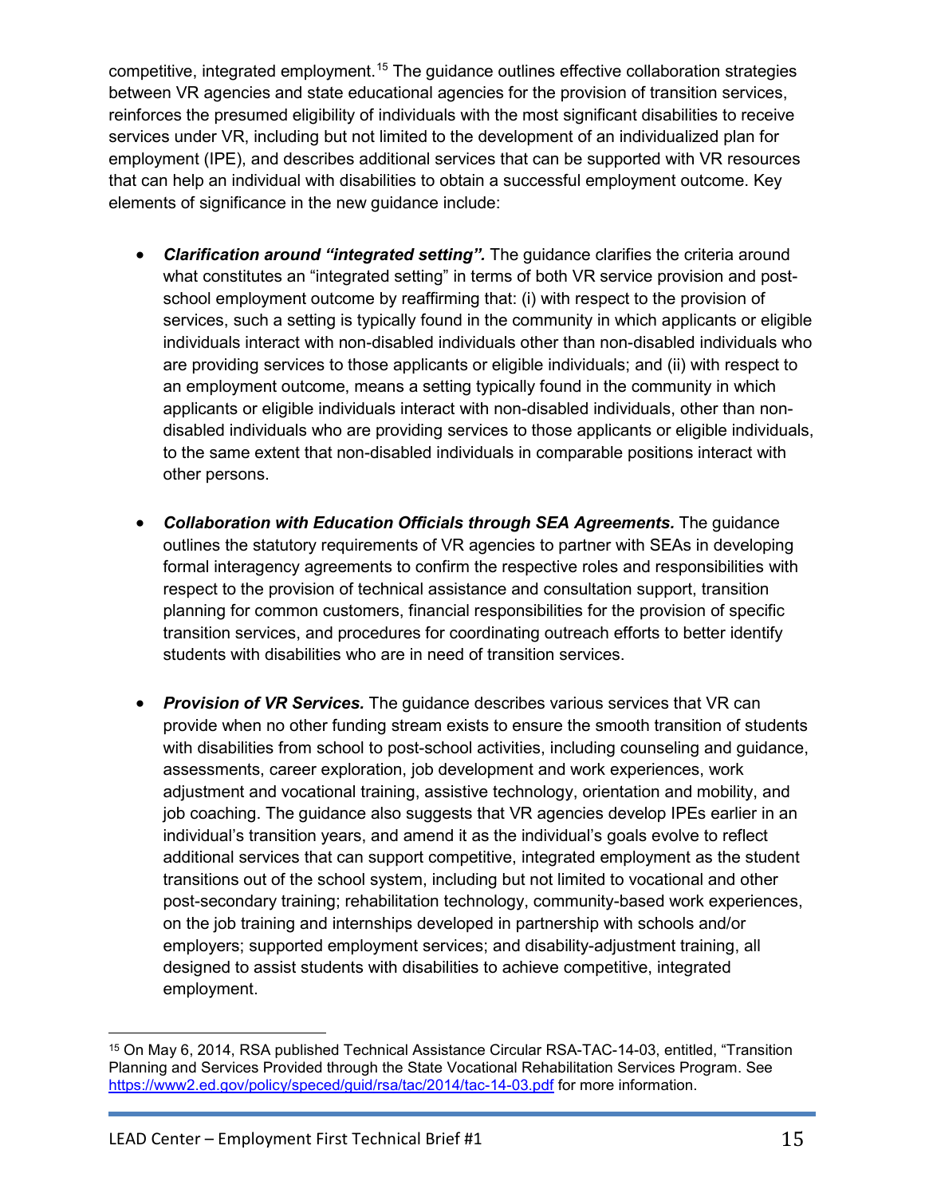competitive, integrated employment.[15] The guidance outlines effective collaboration strategies between VR agencies and state educational agencies for the provision of transition services, reinforces the presumed eligibility of individuals with the most significant disabilities to receive services under VR, including but not limited to the development of an individualized plan for employment (IPE), and describes additional services that can be supported with VR resources that can help an individual with disabilities to obtain a successful employment outcome. Key elements of significance in the new guidance include:

- ***Clarification around "integrated setting".*** The guidance clarifies the criteria around what constitutes an "integrated setting" in terms of both VR service provision and post-school employment outcome by reaffirming that: (i) with respect to the provision of services, such a setting is typically found in the community in which applicants or eligible individuals interact with non-disabled individuals other than non-disabled individuals who are providing services to those applicants or eligible individuals; and (ii) with respect to an employment outcome, means a setting typically found in the community in which applicants or eligible individuals interact with non-disabled individuals, other than non-disabled individuals who are providing services to those applicants or eligible individuals, to the same extent that non-disabled individuals in comparable positions interact with other persons.

- ***Collaboration with Education Officials through SEA Agreements.*** The guidance outlines the statutory requirements of VR agencies to partner with SEAs in developing formal interagency agreements to confirm the respective roles and responsibilities with respect to the provision of technical assistance and consultation support, transition planning for common customers, financial responsibilities for the provision of specific transition services, and procedures for coordinating outreach efforts to better identify students with disabilities who are in need of transition services.

- ***Provision of VR Services.*** The guidance describes various services that VR can provide when no other funding stream exists to ensure the smooth transition of students with disabilities from school to post-school activities, including counseling and guidance, assessments, career exploration, job development and work experiences, work adjustment and vocational training, assistive technology, orientation and mobility, and job coaching. The guidance also suggests that VR agencies develop IPEs earlier in an individual's transition years, and amend it as the individual's goals evolve to reflect additional services that can support competitive, integrated employment as the student transitions out of the school system, including but not limited to vocational and other post-secondary training; rehabilitation technology, community-based work experiences, on the job training and internships developed in partnership with schools and/or employers; supported employment services; and disability-adjustment training, all designed to assist students with disabilities to achieve competitive, integrated employment.

---

[15] On May 6, 2014, RSA published Technical Assistance Circular RSA-TAC-14-03, entitled, "Transition Planning and Services Provided through the State Vocational Rehabilitation Services Program. See https://www2.ed.gov/policy/speced/guid/rsa/tac/2014/tac-14-03.pdf for more information.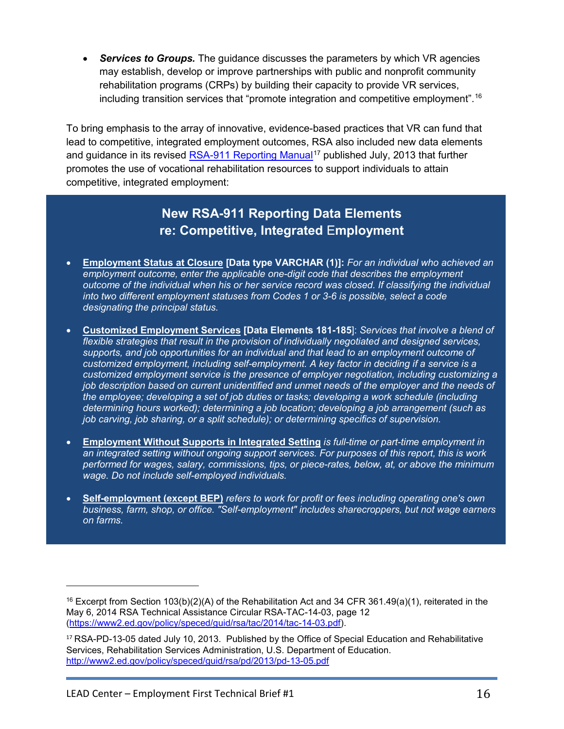- ***Services to Groups.*** The guidance discusses the parameters by which VR agencies may establish, develop or improve partnerships with public and nonprofit community rehabilitation programs (CRPs) by building their capacity to provide VR services, including transition services that "promote integration and competitive employment".[16]

To bring emphasis to the array of innovative, evidence-based practices that VR can fund that lead to competitive, integrated employment outcomes, RSA also included new data elements and guidance in its revised RSA-911 Reporting Manual[17] published July, 2013 that further promotes the use of vocational rehabilitation resources to support individuals to attain competitive, integrated employment:

## New RSA-911 Reporting Data Elements re: Competitive, Integrated Employment

- **Employment Status at Closure [Data type VARCHAR (1)]:** *For an individual who achieved an employment outcome, enter the applicable one-digit code that describes the employment outcome of the individual when his or her service record was closed. If classifying the individual into two different employment statuses from Codes 1 or 3-6 is possible, select a code designating the principal status.*

- **Customized Employment Services [Data Elements 181-185]**: *Services that involve a blend of flexible strategies that result in the provision of individually negotiated and designed services, supports, and job opportunities for an individual and that lead to an employment outcome of customized employment, including self-employment. A key factor in deciding if a service is a customized employment service is the presence of employer negotiation, including customizing a job description based on current unidentified and unmet needs of the employer and the needs of the employee; developing a set of job duties or tasks; developing a work schedule (including determining hours worked); determining a job location; developing a job arrangement (such as job carving, job sharing, or a split schedule); or determining specifics of supervision.*

- **Employment Without Supports in Integrated Setting** *is full-time or part-time employment in an integrated setting without ongoing support services. For purposes of this report, this is work performed for wages, salary, commissions, tips, or piece-rates, below, at, or above the minimum wage. Do not include self-employed individuals.*

- **Self-employment (except BEP)** *refers to work for profit or fees including operating one's own business, farm, shop, or office. "Self-employment" includes sharecroppers, but not wage earners on farms.*

---

[16] Excerpt from Section 103(b)(2)(A) of the Rehabilitation Act and 34 CFR 361.49(a)(1), reiterated in the May 6, 2014 RSA Technical Assistance Circular RSA-TAC-14-03, page 12 (https://www2.ed.gov/policy/speced/guid/rsa/tac/2014/tac-14-03.pdf).

[17] RSA-PD-13-05 dated July 10, 2013. Published by the Office of Special Education and Rehabilitative Services, Rehabilitation Services Administration, U.S. Department of Education. http://www2.ed.gov/policy/speced/guid/rsa/pd/2013/pd-13-05.pdf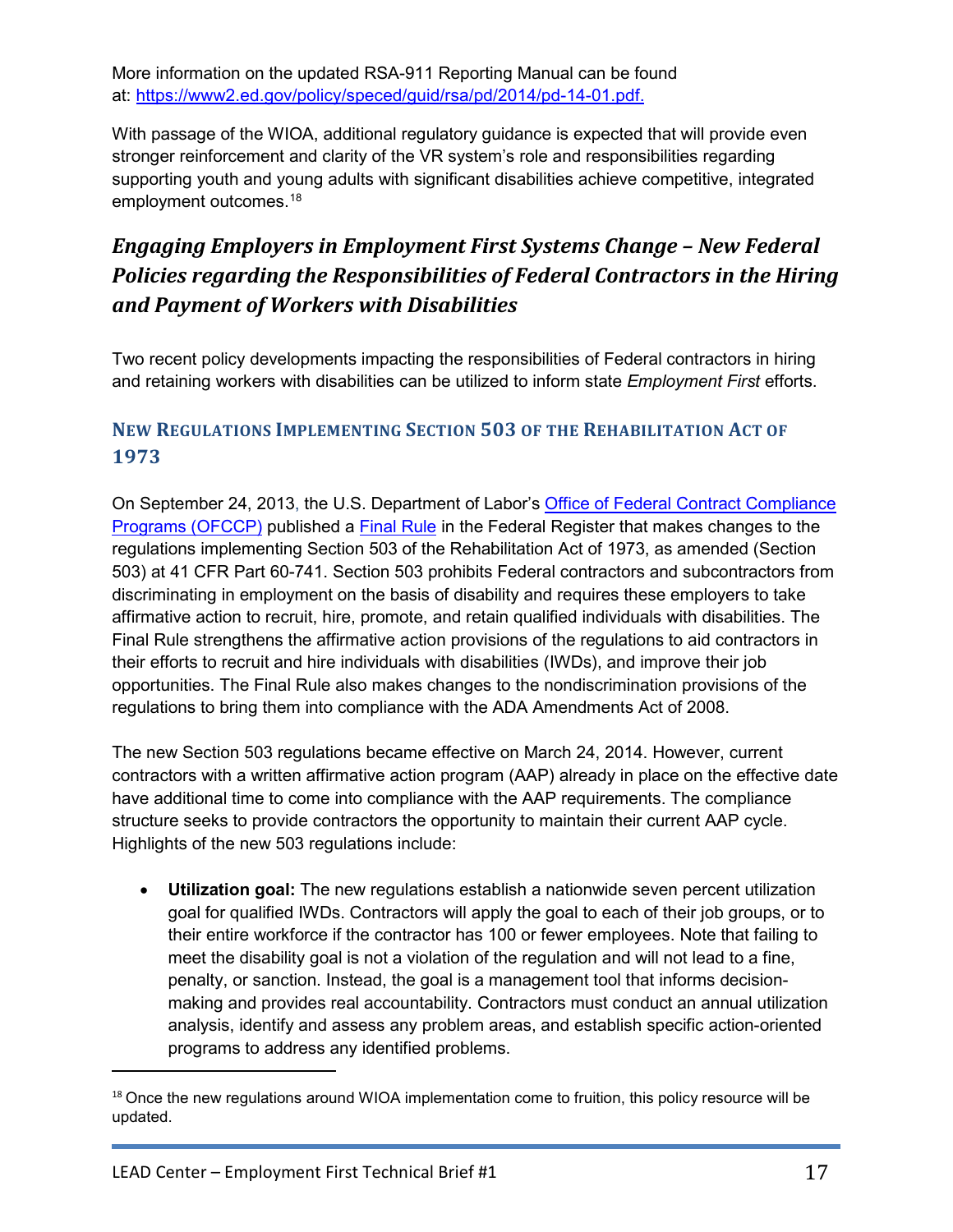More information on the updated RSA-911 Reporting Manual can be found at: [https://www2.ed.gov/policy/speced/guid/rsa/pd/2014/pd-14-01.pdf.](https://www2.ed.gov/policy/speced/guid/rsa/pd/2014/pd-14-01.pdf)

With passage of the WIOA, additional regulatory guidance is expected that will provide even stronger reinforcement and clarity of the VR system's role and responsibilities regarding supporting youth and young adults with significant disabilities achieve competitive, integrated employment outcomes.[18]

## *Engaging Employers in Employment First Systems Change – New Federal Policies regarding the Responsibilities of Federal Contractors in the Hiring and Payment of Workers with Disabilities*

Two recent policy developments impacting the responsibilities of Federal contractors in hiring and retaining workers with disabilities can be utilized to inform state *Employment First* efforts.

### NEW REGULATIONS IMPLEMENTING SECTION 503 OF THE REHABILITATION ACT OF 1973

On September 24, 2013, the U.S. Department of Labor's Office of Federal Contract Compliance Programs (OFCCP) published a Final Rule in the Federal Register that makes changes to the regulations implementing Section 503 of the Rehabilitation Act of 1973, as amended (Section 503) at 41 CFR Part 60-741. Section 503 prohibits Federal contractors and subcontractors from discriminating in employment on the basis of disability and requires these employers to take affirmative action to recruit, hire, promote, and retain qualified individuals with disabilities. The Final Rule strengthens the affirmative action provisions of the regulations to aid contractors in their efforts to recruit and hire individuals with disabilities (IWDs), and improve their job opportunities. The Final Rule also makes changes to the nondiscrimination provisions of the regulations to bring them into compliance with the ADA Amendments Act of 2008.

The new Section 503 regulations became effective on March 24, 2014. However, current contractors with a written affirmative action program (AAP) already in place on the effective date have additional time to come into compliance with the AAP requirements. The compliance structure seeks to provide contractors the opportunity to maintain their current AAP cycle. Highlights of the new 503 regulations include:

- **Utilization goal:** The new regulations establish a nationwide seven percent utilization goal for qualified IWDs. Contractors will apply the goal to each of their job groups, or to their entire workforce if the contractor has 100 or fewer employees. Note that failing to meet the disability goal is not a violation of the regulation and will not lead to a fine, penalty, or sanction. Instead, the goal is a management tool that informs decision-making and provides real accountability. Contractors must conduct an annual utilization analysis, identify and assess any problem areas, and establish specific action-oriented programs to address any identified problems.

---

[18] Once the new regulations around WIOA implementation come to fruition, this policy resource will be updated.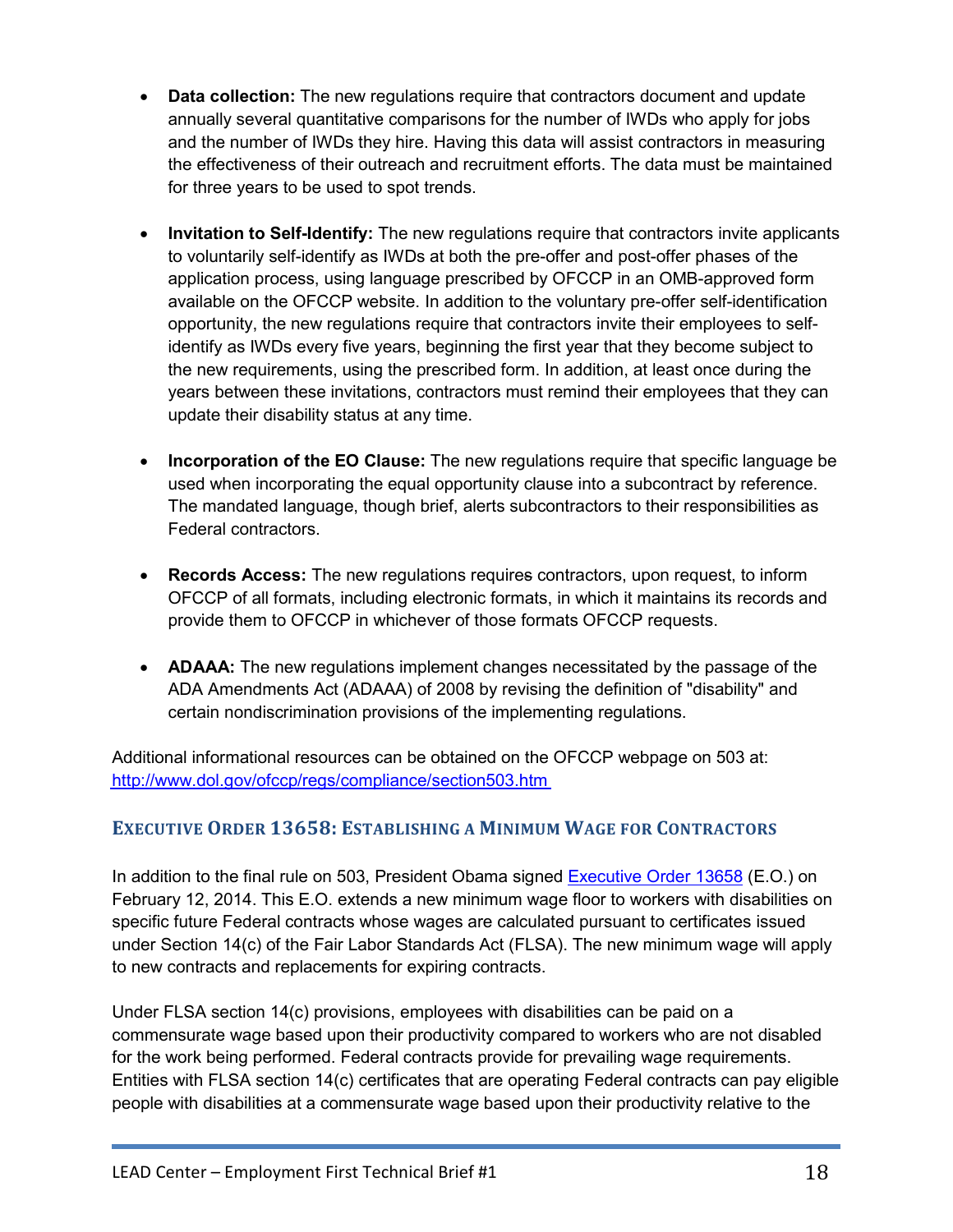- **Data collection:** The new regulations require that contractors document and update annually several quantitative comparisons for the number of IWDs who apply for jobs and the number of IWDs they hire. Having this data will assist contractors in measuring the effectiveness of their outreach and recruitment efforts. The data must be maintained for three years to be used to spot trends.

- **Invitation to Self-Identify:** The new regulations require that contractors invite applicants to voluntarily self-identify as IWDs at both the pre-offer and post-offer phases of the application process, using language prescribed by OFCCP in an OMB-approved form available on the OFCCP website. In addition to the voluntary pre-offer self-identification opportunity, the new regulations require that contractors invite their employees to self-identify as IWDs every five years, beginning the first year that they become subject to the new requirements, using the prescribed form. In addition, at least once during the years between these invitations, contractors must remind their employees that they can update their disability status at any time.

- **Incorporation of the EO Clause:** The new regulations require that specific language be used when incorporating the equal opportunity clause into a subcontract by reference. The mandated language, though brief, alerts subcontractors to their responsibilities as Federal contractors.

- **Records Access:** The new regulations requires contractors, upon request, to inform OFCCP of all formats, including electronic formats, in which it maintains its records and provide them to OFCCP in whichever of those formats OFCCP requests.

- **ADAAA:** The new regulations implement changes necessitated by the passage of the ADA Amendments Act (ADAAA) of 2008 by revising the definition of "disability" and certain nondiscrimination provisions of the implementing regulations.

Additional informational resources can be obtained on the OFCCP webpage on 503 at: http://www.dol.gov/ofccp/regs/compliance/section503.htm

## Executive Order 13658: Establishing a Minimum Wage for Contractors

In addition to the final rule on 503, President Obama signed Executive Order 13658 (E.O.) on February 12, 2014. This E.O. extends a new minimum wage floor to workers with disabilities on specific future Federal contracts whose wages are calculated pursuant to certificates issued under Section 14(c) of the Fair Labor Standards Act (FLSA). The new minimum wage will apply to new contracts and replacements for expiring contracts.

Under FLSA section 14(c) provisions, employees with disabilities can be paid on a commensurate wage based upon their productivity compared to workers who are not disabled for the work being performed. Federal contracts provide for prevailing wage requirements. Entities with FLSA section 14(c) certificates that are operating Federal contracts can pay eligible people with disabilities at a commensurate wage based upon their productivity relative to the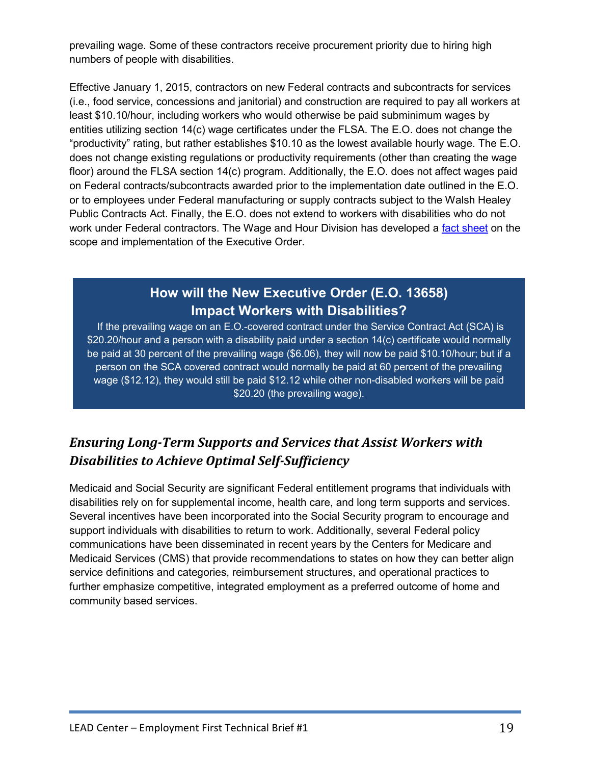prevailing wage. Some of these contractors receive procurement priority due to hiring high numbers of people with disabilities.

Effective January 1, 2015, contractors on new Federal contracts and subcontracts for services (i.e., food service, concessions and janitorial) and construction are required to pay all workers at least $10.10/hour, including workers who would otherwise be paid subminimum wages by entities utilizing section 14(c) wage certificates under the FLSA. The E.O. does not change the "productivity" rating, but rather establishes $10.10 as the lowest available hourly wage. The E.O. does not change existing regulations or productivity requirements (other than creating the wage floor) around the FLSA section 14(c) program. Additionally, the E.O. does not affect wages paid on Federal contracts/subcontracts awarded prior to the implementation date outlined in the E.O. or to employees under Federal manufacturing or supply contracts subject to the Walsh Healey Public Contracts Act. Finally, the E.O. does not extend to workers with disabilities who do not work under Federal contractors. The Wage and Hour Division has developed a fact sheet on the scope and implementation of the Executive Order.

> **How will the New Executive Order (E.O. 13658) Impact Workers with Disabilities?**
>
> If the prevailing wage on an E.O.-covered contract under the Service Contract Act (SCA) is $20.20/hour and a person with a disability paid under a section 14(c) certificate would normally be paid at 30 percent of the prevailing wage ($6.06), they will now be paid $10.10/hour; but if a person on the SCA covered contract would normally be paid at 60 percent of the prevailing wage ($12.12), they would still be paid $12.12 while other non-disabled workers will be paid $20.20 (the prevailing wage).

## *Ensuring Long-Term Supports and Services that Assist Workers with Disabilities to Achieve Optimal Self-Sufficiency*

Medicaid and Social Security are significant Federal entitlement programs that individuals with disabilities rely on for supplemental income, health care, and long term supports and services. Several incentives have been incorporated into the Social Security program to encourage and support individuals with disabilities to return to work. Additionally, several Federal policy communications have been disseminated in recent years by the Centers for Medicare and Medicaid Services (CMS) that provide recommendations to states on how they can better align service definitions and categories, reimbursement structures, and operational practices to further emphasize competitive, integrated employment as a preferred outcome of home and community based services.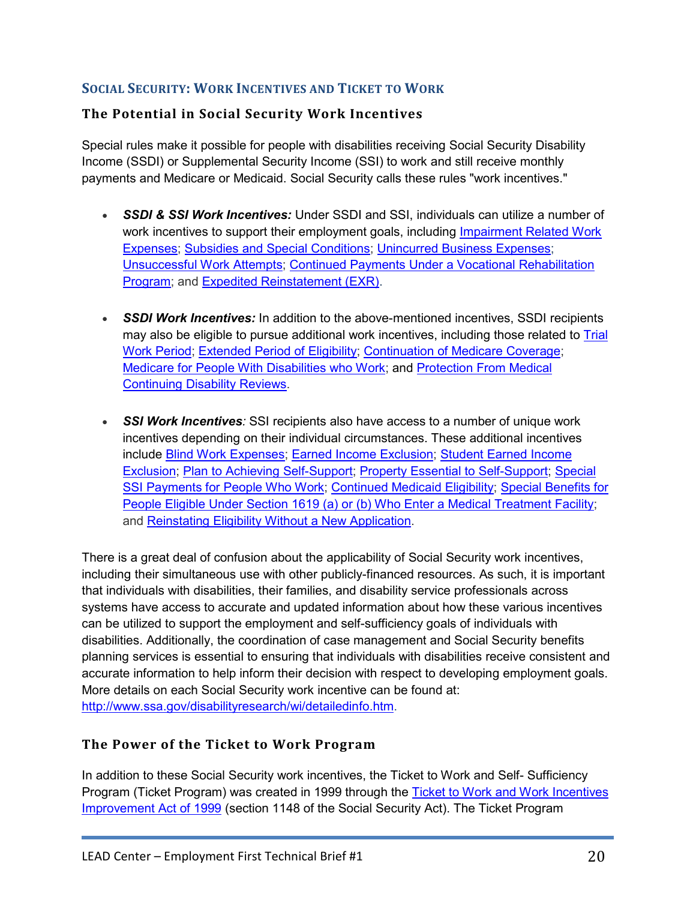## Social Security: Work Incentives and Ticket to Work

### The Potential in Social Security Work Incentives

Special rules make it possible for people with disabilities receiving Social Security Disability Income (SSDI) or Supplemental Security Income (SSI) to work and still receive monthly payments and Medicare or Medicaid. Social Security calls these rules "work incentives."

- ***SSDI & SSI Work Incentives:*** Under SSDI and SSI, individuals can utilize a number of work incentives to support their employment goals, including Impairment Related Work Expenses; Subsidies and Special Conditions; Unincurred Business Expenses; Unsuccessful Work Attempts; Continued Payments Under a Vocational Rehabilitation Program; and Expedited Reinstatement (EXR).

- ***SSDI Work Incentives:*** In addition to the above-mentioned incentives, SSDI recipients may also be eligible to pursue additional work incentives, including those related to Trial Work Period; Extended Period of Eligibility; Continuation of Medicare Coverage; Medicare for People With Disabilities who Work; and Protection From Medical Continuing Disability Reviews.

- ***SSI Work Incentives**:* SSI recipients also have access to a number of unique work incentives depending on their individual circumstances. These additional incentives include Blind Work Expenses; Earned Income Exclusion; Student Earned Income Exclusion; Plan to Achieving Self-Support; Property Essential to Self-Support; Special SSI Payments for People Who Work; Continued Medicaid Eligibility; Special Benefits for People Eligible Under Section 1619 (a) or (b) Who Enter a Medical Treatment Facility; and Reinstating Eligibility Without a New Application.

There is a great deal of confusion about the applicability of Social Security work incentives, including their simultaneous use with other publicly-financed resources. As such, it is important that individuals with disabilities, their families, and disability service professionals across systems have access to accurate and updated information about how these various incentives can be utilized to support the employment and self-sufficiency goals of individuals with disabilities. Additionally, the coordination of case management and Social Security benefits planning services is essential to ensuring that individuals with disabilities receive consistent and accurate information to help inform their decision with respect to developing employment goals. More details on each Social Security work incentive can be found at: http://www.ssa.gov/disabilityresearch/wi/detailedinfo.htm.

### The Power of the Ticket to Work Program

In addition to these Social Security work incentives, the Ticket to Work and Self- Sufficiency Program (Ticket Program) was created in 1999 through the Ticket to Work and Work Incentives Improvement Act of 1999 (section 1148 of the Social Security Act). The Ticket Program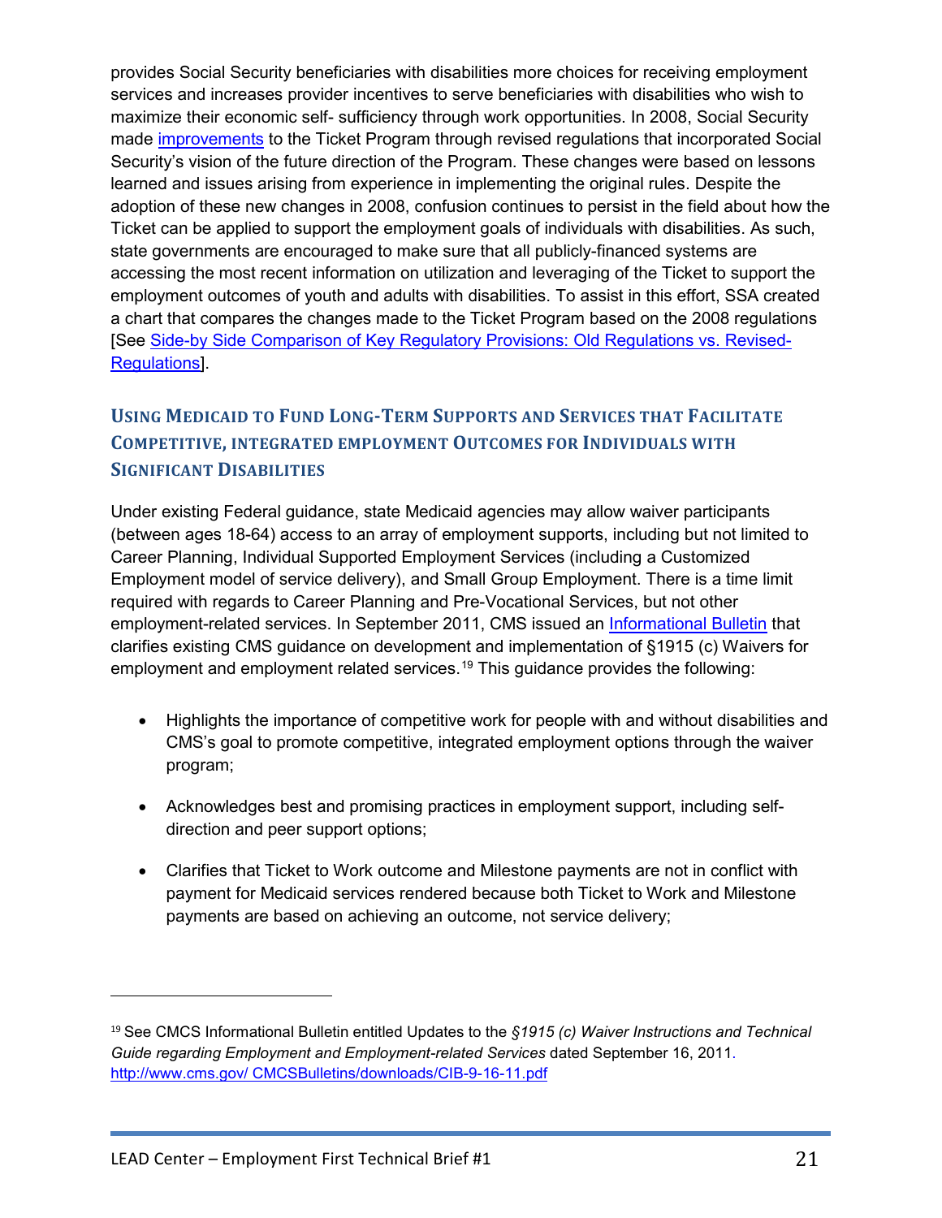provides Social Security beneficiaries with disabilities more choices for receiving employment services and increases provider incentives to serve beneficiaries with disabilities who wish to maximize their economic self- sufficiency through work opportunities. In 2008, Social Security made [improvements](#) to the Ticket Program through revised regulations that incorporated Social Security's vision of the future direction of the Program. These changes were based on lessons learned and issues arising from experience in implementing the original rules. Despite the adoption of these new changes in 2008, confusion continues to persist in the field about how the Ticket can be applied to support the employment goals of individuals with disabilities. As such, state governments are encouraged to make sure that all publicly-financed systems are accessing the most recent information on utilization and leveraging of the Ticket to support the employment outcomes of youth and adults with disabilities. To assist in this effort, SSA created a chart that compares the changes made to the Ticket Program based on the 2008 regulations [See [Side-by Side Comparison of Key Regulatory Provisions: Old Regulations vs. Revised-Regulations](#)].

### Using Medicaid to Fund Long-Term Supports and Services that Facilitate Competitive, Integrated Employment Outcomes for Individuals with Significant Disabilities

Under existing Federal guidance, state Medicaid agencies may allow waiver participants (between ages 18-64) access to an array of employment supports, including but not limited to Career Planning, Individual Supported Employment Services (including a Customized Employment model of service delivery), and Small Group Employment. There is a time limit required with regards to Career Planning and Pre-Vocational Services, but not other employment-related services. In September 2011, CMS issued an [Informational Bulletin](#) that clarifies existing CMS guidance on development and implementation of §1915 (c) Waivers for employment and employment related services.[19] This guidance provides the following:

- Highlights the importance of competitive work for people with and without disabilities and CMS's goal to promote competitive, integrated employment options through the waiver program;
- Acknowledges best and promising practices in employment support, including self-direction and peer support options;
- Clarifies that Ticket to Work outcome and Milestone payments are not in conflict with payment for Medicaid services rendered because both Ticket to Work and Milestone payments are based on achieving an outcome, not service delivery;

---

[19] See CMCS Informational Bulletin entitled Updates to the *§1915 (c) Waiver Instructions and Technical Guide regarding Employment and Employment-related Services* dated September 16, 2011. http://www.cms.gov/ CMCSBulletins/downloads/CIB-9-16-11.pdf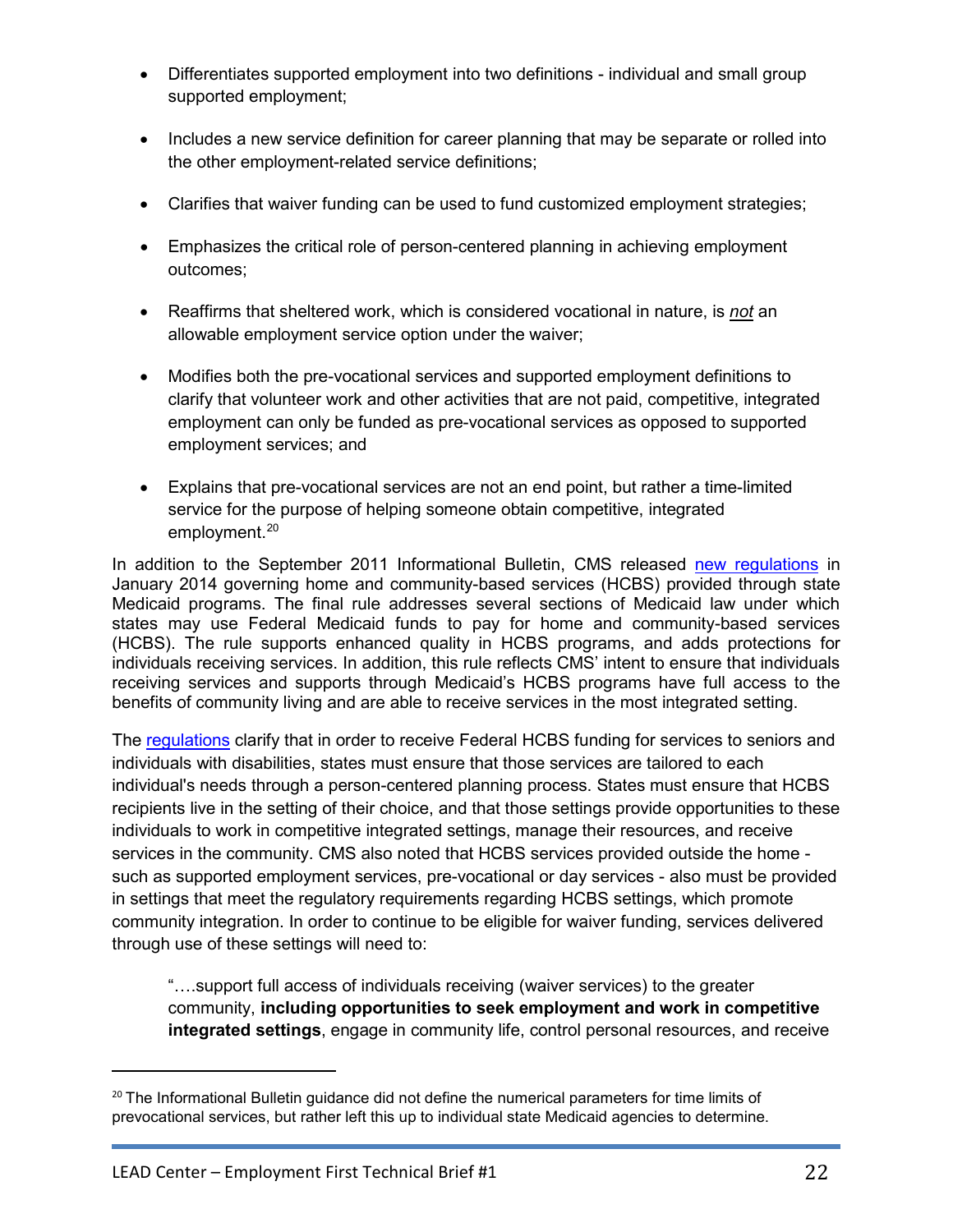- Differentiates supported employment into two definitions - individual and small group supported employment;

- Includes a new service definition for career planning that may be separate or rolled into the other employment-related service definitions;

- Clarifies that waiver funding can be used to fund customized employment strategies;

- Emphasizes the critical role of person-centered planning in achieving employment outcomes;

- Reaffirms that sheltered work, which is considered vocational in nature, is ***not*** an allowable employment service option under the waiver;

- Modifies both the pre-vocational services and supported employment definitions to clarify that volunteer work and other activities that are not paid, competitive, integrated employment can only be funded as pre-vocational services as opposed to supported employment services; and

- Explains that pre-vocational services are not an end point, but rather a time-limited service for the purpose of helping someone obtain competitive, integrated employment.[20]

In addition to the September 2011 Informational Bulletin, CMS released new regulations in January 2014 governing home and community-based services (HCBS) provided through state Medicaid programs. The final rule addresses several sections of Medicaid law under which states may use Federal Medicaid funds to pay for home and community-based services (HCBS). The rule supports enhanced quality in HCBS programs, and adds protections for individuals receiving services. In addition, this rule reflects CMS' intent to ensure that individuals receiving services and supports through Medicaid's HCBS programs have full access to the benefits of community living and are able to receive services in the most integrated setting.

The regulations clarify that in order to receive Federal HCBS funding for services to seniors and individuals with disabilities, states must ensure that those services are tailored to each individual's needs through a person-centered planning process. States must ensure that HCBS recipients live in the setting of their choice, and that those settings provide opportunities to these individuals to work in competitive integrated settings, manage their resources, and receive services in the community. CMS also noted that HCBS services provided outside the home - such as supported employment services, pre-vocational or day services - also must be provided in settings that meet the regulatory requirements regarding HCBS settings, which promote community integration. In order to continue to be eligible for waiver funding, services delivered through use of these settings will need to:

> "….support full access of individuals receiving (waiver services) to the greater community, **including opportunities to seek employment and work in competitive integrated settings**, engage in community life, control personal resources, and receive

---

[20] The Informational Bulletin guidance did not define the numerical parameters for time limits of prevocational services, but rather left this up to individual state Medicaid agencies to determine.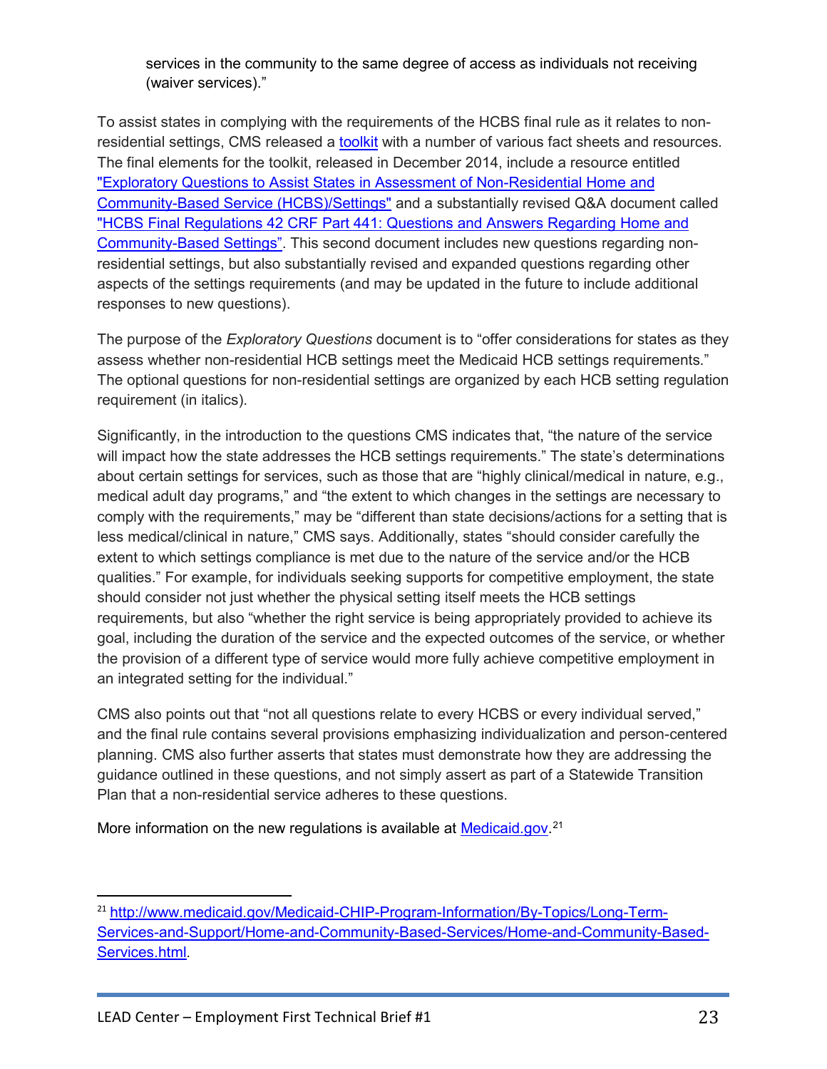> services in the community to the same degree of access as individuals not receiving (waiver services)."

To assist states in complying with the requirements of the HCBS final rule as it relates to non-residential settings, CMS released a toolkit with a number of various fact sheets and resources. The final elements for the toolkit, released in December 2014, include a resource entitled "Exploratory Questions to Assist States in Assessment of Non-Residential Home and Community-Based Service (HCBS)/Settings" and a substantially revised Q&A document called "HCBS Final Regulations 42 CRF Part 441: Questions and Answers Regarding Home and Community-Based Settings". This second document includes new questions regarding non-residential settings, but also substantially revised and expanded questions regarding other aspects of the settings requirements (and may be updated in the future to include additional responses to new questions).

The purpose of the *Exploratory Questions* document is to "offer considerations for states as they assess whether non-residential HCB settings meet the Medicaid HCB settings requirements." The optional questions for non-residential settings are organized by each HCB setting regulation requirement (in italics).

Significantly, in the introduction to the questions CMS indicates that, "the nature of the service will impact how the state addresses the HCB settings requirements." The state's determinations about certain settings for services, such as those that are "highly clinical/medical in nature, e.g., medical adult day programs," and "the extent to which changes in the settings are necessary to comply with the requirements," may be "different than state decisions/actions for a setting that is less medical/clinical in nature," CMS says. Additionally, states "should consider carefully the extent to which settings compliance is met due to the nature of the service and/or the HCB qualities." For example, for individuals seeking supports for competitive employment, the state should consider not just whether the physical setting itself meets the HCB settings requirements, but also "whether the right service is being appropriately provided to achieve its goal, including the duration of the service and the expected outcomes of the service, or whether the provision of a different type of service would more fully achieve competitive employment in an integrated setting for the individual."

CMS also points out that "not all questions relate to every HCBS or every individual served," and the final rule contains several provisions emphasizing individualization and person-centered planning. CMS also further asserts that states must demonstrate how they are addressing the guidance outlined in these questions, and not simply assert as part of a Statewide Transition Plan that a non-residential service adheres to these questions.

More information on the new regulations is available at Medicaid.gov.[21]

---

[21] http://www.medicaid.gov/Medicaid-CHIP-Program-Information/By-Topics/Long-Term-Services-and-Support/Home-and-Community-Based-Services/Home-and-Community-Based-Services.html.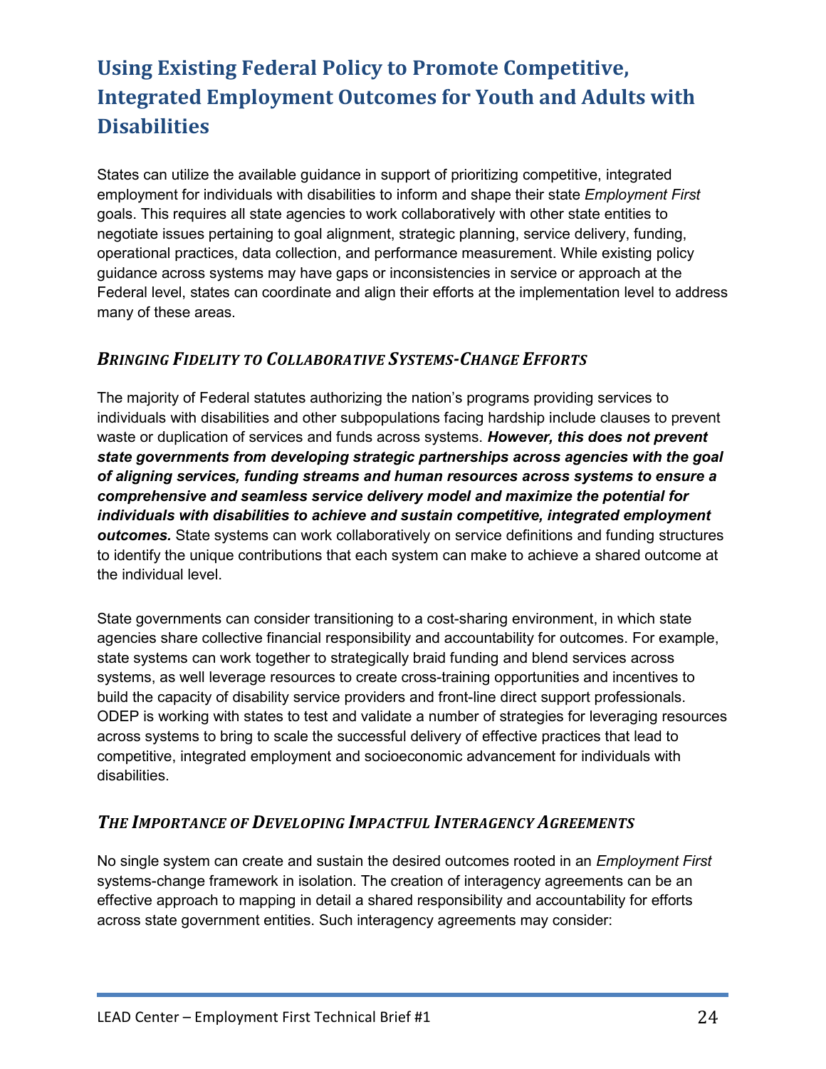## Using Existing Federal Policy to Promote Competitive, Integrated Employment Outcomes for Youth and Adults with Disabilities

States can utilize the available guidance in support of prioritizing competitive, integrated employment for individuals with disabilities to inform and shape their state *Employment First* goals. This requires all state agencies to work collaboratively with other state entities to negotiate issues pertaining to goal alignment, strategic planning, service delivery, funding, operational practices, data collection, and performance measurement. While existing policy guidance across systems may have gaps or inconsistencies in service or approach at the Federal level, states can coordinate and align their efforts at the implementation level to address many of these areas.

### *Bringing Fidelity to Collaborative Systems-Change Efforts*

The majority of Federal statutes authorizing the nation's programs providing services to individuals with disabilities and other subpopulations facing hardship include clauses to prevent waste or duplication of services and funds across systems. ***However, this does not prevent state governments from developing strategic partnerships across agencies with the goal of aligning services, funding streams and human resources across systems to ensure a comprehensive and seamless service delivery model and maximize the potential for individuals with disabilities to achieve and sustain competitive, integrated employment outcomes.*** State systems can work collaboratively on service definitions and funding structures to identify the unique contributions that each system can make to achieve a shared outcome at the individual level.

State governments can consider transitioning to a cost-sharing environment, in which state agencies share collective financial responsibility and accountability for outcomes. For example, state systems can work together to strategically braid funding and blend services across systems, as well leverage resources to create cross-training opportunities and incentives to build the capacity of disability service providers and front-line direct support professionals. ODEP is working with states to test and validate a number of strategies for leveraging resources across systems to bring to scale the successful delivery of effective practices that lead to competitive, integrated employment and socioeconomic advancement for individuals with disabilities.

### *The Importance of Developing Impactful Interagency Agreements*

No single system can create and sustain the desired outcomes rooted in an *Employment First* systems-change framework in isolation. The creation of interagency agreements can be an effective approach to mapping in detail a shared responsibility and accountability for efforts across state government entities. Such interagency agreements may consider: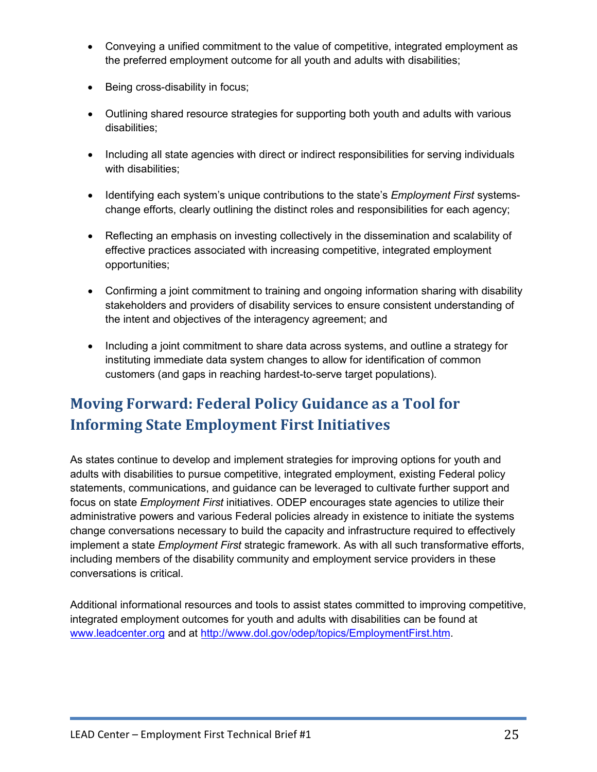- Conveying a unified commitment to the value of competitive, integrated employment as the preferred employment outcome for all youth and adults with disabilities;
- Being cross-disability in focus;
- Outlining shared resource strategies for supporting both youth and adults with various disabilities;
- Including all state agencies with direct or indirect responsibilities for serving individuals with disabilities;
- Identifying each system's unique contributions to the state's *Employment First* systems-change efforts, clearly outlining the distinct roles and responsibilities for each agency;
- Reflecting an emphasis on investing collectively in the dissemination and scalability of effective practices associated with increasing competitive, integrated employment opportunities;
- Confirming a joint commitment to training and ongoing information sharing with disability stakeholders and providers of disability services to ensure consistent understanding of the intent and objectives of the interagency agreement; and
- Including a joint commitment to share data across systems, and outline a strategy for instituting immediate data system changes to allow for identification of common customers (and gaps in reaching hardest-to-serve target populations).

## Moving Forward: Federal Policy Guidance as a Tool for Informing State Employment First Initiatives

As states continue to develop and implement strategies for improving options for youth and adults with disabilities to pursue competitive, integrated employment, existing Federal policy statements, communications, and guidance can be leveraged to cultivate further support and focus on state *Employment First* initiatives. ODEP encourages state agencies to utilize their administrative powers and various Federal policies already in existence to initiate the systems change conversations necessary to build the capacity and infrastructure required to effectively implement a state *Employment First* strategic framework. As with all such transformative efforts, including members of the disability community and employment service providers in these conversations is critical.

Additional informational resources and tools to assist states committed to improving competitive, integrated employment outcomes for youth and adults with disabilities can be found at [www.leadcenter.org](http://www.leadcenter.org) and at [http://www.dol.gov/odep/topics/EmploymentFirst.htm](http://www.dol.gov/odep/topics/EmploymentFirst.htm).